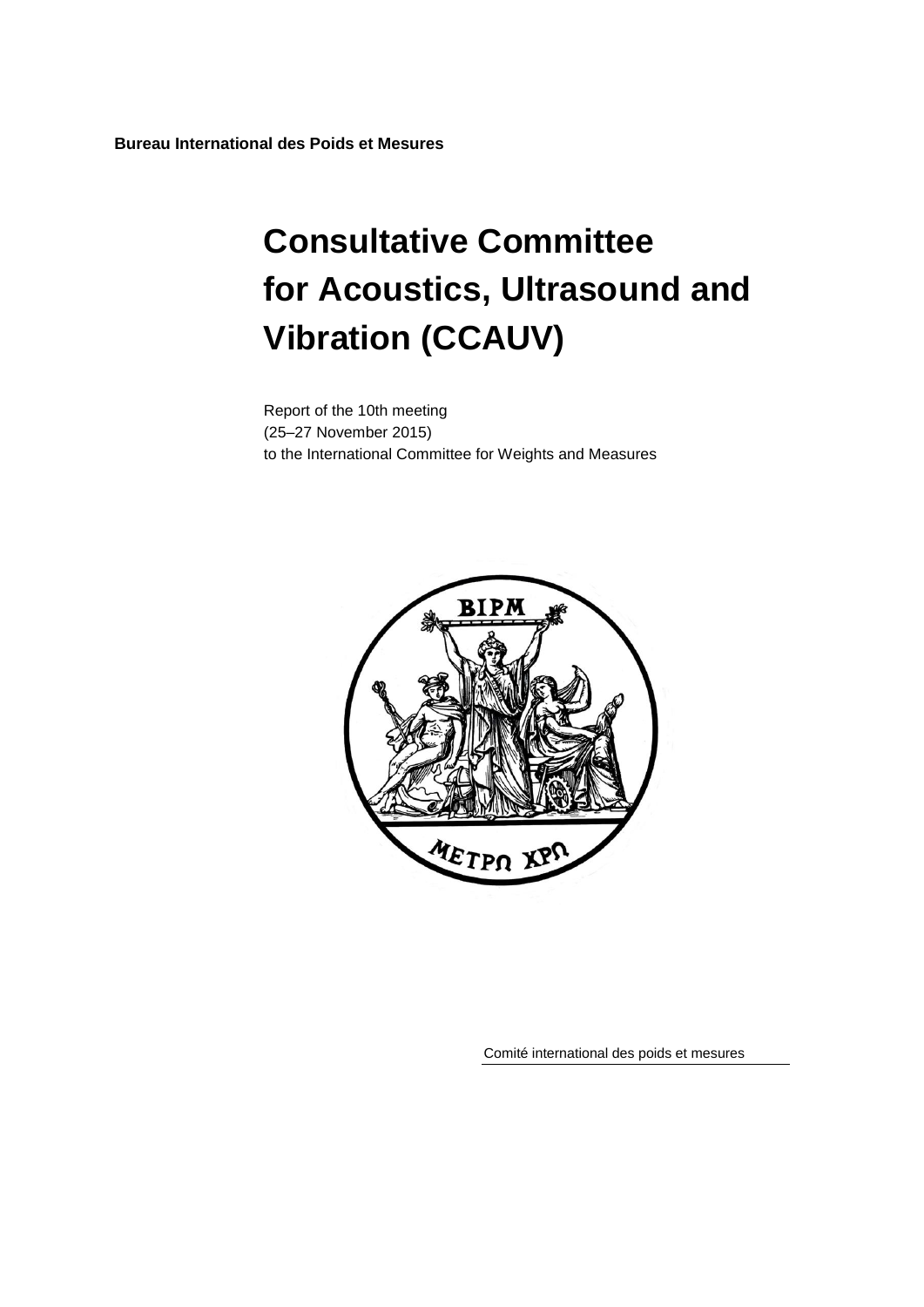**Bureau International des Poids et Mesures**

# Consultative Committee for Acoustics, Ultrasound and Vibration (CCAUV)

Report of the 10th meeting
(25–27 November 2015)
to the International Committee for Weights and Measures

Comité international des poids et mesures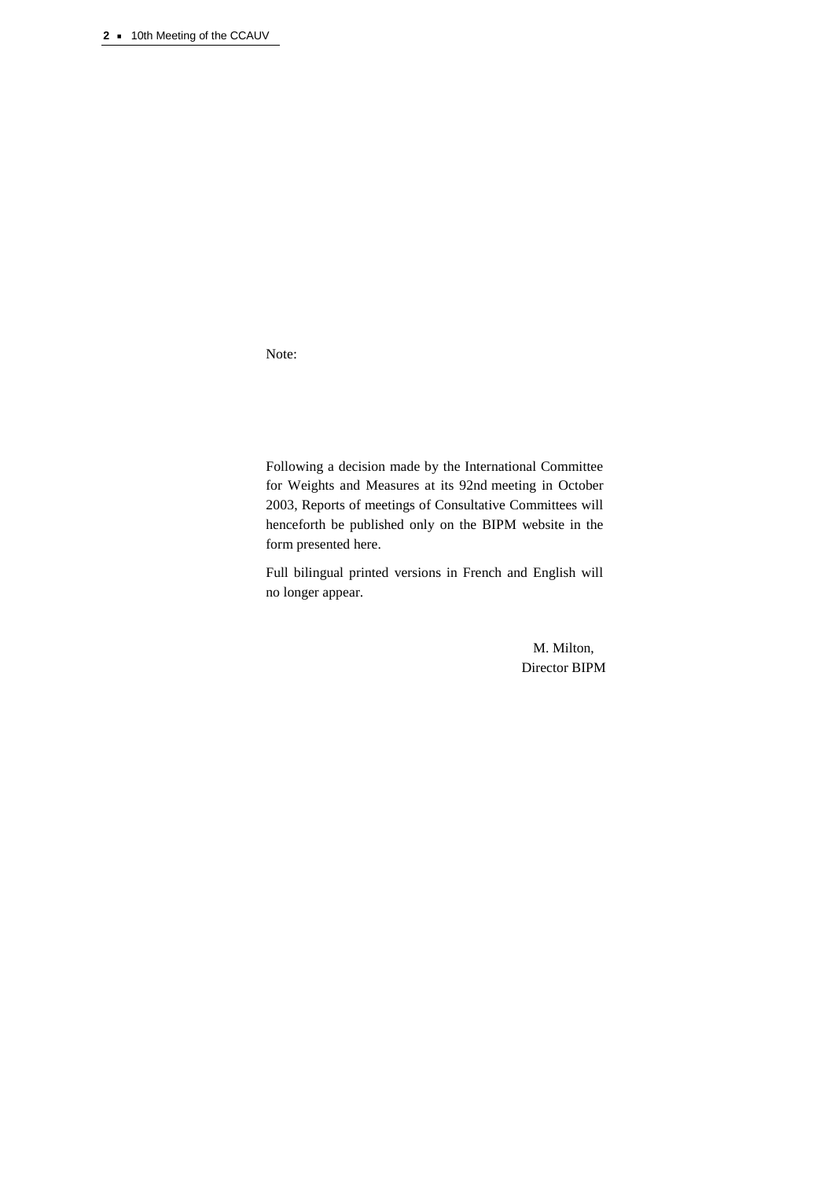Note:

Following a decision made by the International Committee for Weights and Measures at its 92nd meeting in October 2003, Reports of meetings of Consultative Committees will henceforth be published only on the BIPM website in the form presented here.

Full bilingual printed versions in French and English will no longer appear.

M. Milton,
Director BIPM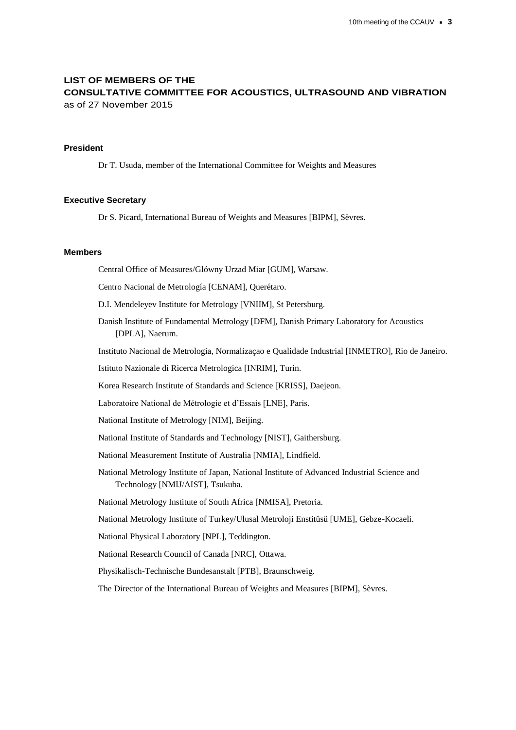# LIST OF MEMBERS OF THE CONSULTATIVE COMMITTEE FOR ACOUSTICS, ULTRASOUND AND VIBRATION

as of 27 November 2015

### President

Dr T. Usuda, member of the International Committee for Weights and Measures

### Executive Secretary

Dr S. Picard, International Bureau of Weights and Measures [BIPM], Sèvres.

### Members

Central Office of Measures/Glówny Urzad Miar [GUM], Warsaw.

Centro Nacional de Metrología [CENAM], Querétaro.

D.I. Mendeleyev Institute for Metrology [VNIIM], St Petersburg.

Danish Institute of Fundamental Metrology [DFM], Danish Primary Laboratory for Acoustics [DPLA], Naerum.

Instituto Nacional de Metrologia, Normalizaçao e Qualidade Industrial [INMETRO], Rio de Janeiro.

Istituto Nazionale di Ricerca Metrologica [INRIM], Turin.

Korea Research Institute of Standards and Science [KRISS], Daejeon.

Laboratoire National de Métrologie et d'Essais [LNE], Paris.

National Institute of Metrology [NIM], Beijing.

National Institute of Standards and Technology [NIST], Gaithersburg.

National Measurement Institute of Australia [NMIA], Lindfield.

National Metrology Institute of Japan, National Institute of Advanced Industrial Science and Technology [NMIJ/AIST], Tsukuba.

National Metrology Institute of South Africa [NMISA], Pretoria.

National Metrology Institute of Turkey/Ulusal Metroloji Enstitüsü [UME], Gebze-Kocaeli.

National Physical Laboratory [NPL], Teddington.

National Research Council of Canada [NRC], Ottawa.

Physikalisch-Technische Bundesanstalt [PTB], Braunschweig.

The Director of the International Bureau of Weights and Measures [BIPM], Sèvres.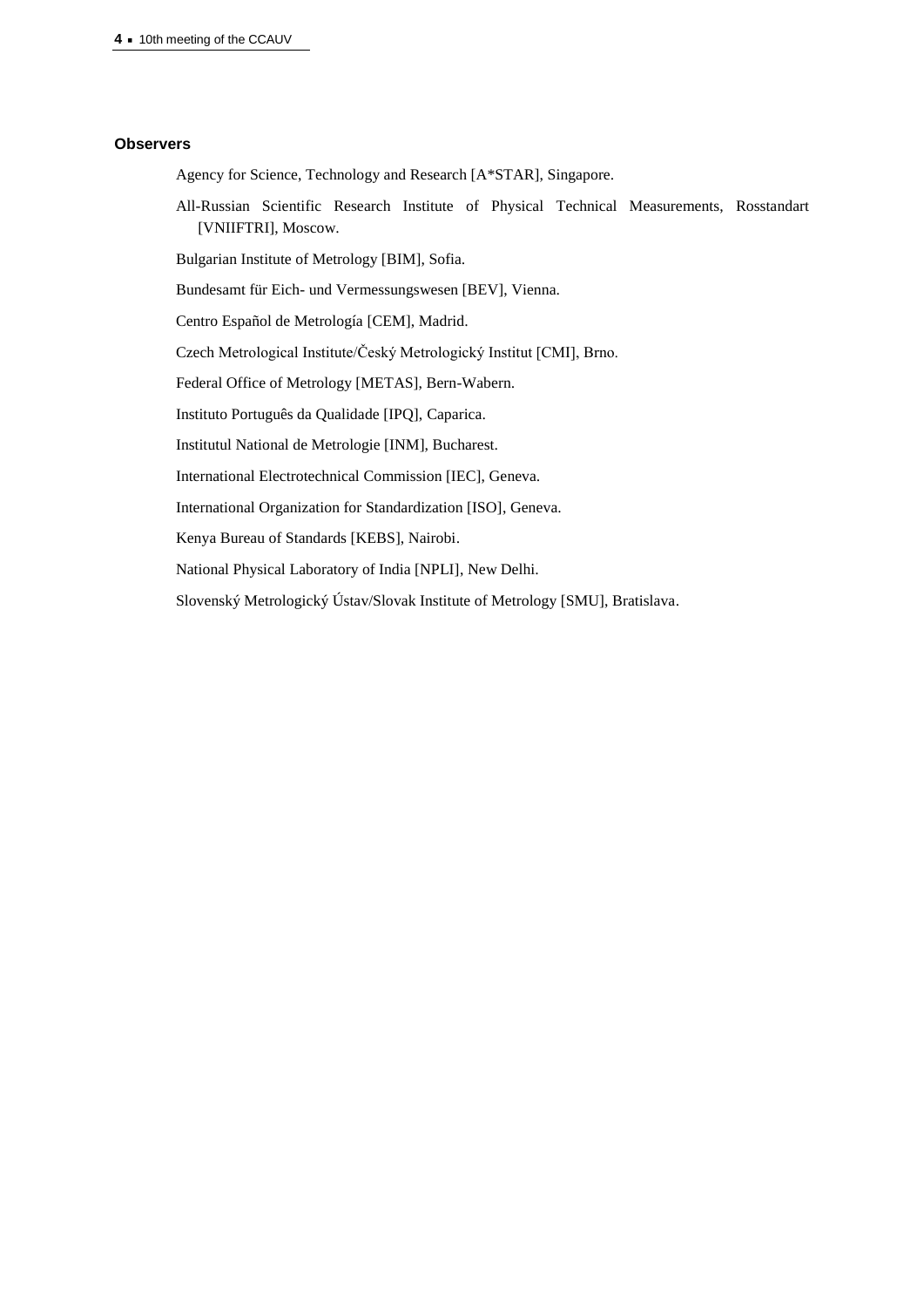### Observers

Agency for Science, Technology and Research [A*STAR], Singapore.

All-Russian Scientific Research Institute of Physical Technical Measurements, Rosstandart [VNIIFTRI], Moscow.

Bulgarian Institute of Metrology [BIM], Sofia.

Bundesamt für Eich- und Vermessungswesen [BEV], Vienna.

Centro Español de Metrología [CEM], Madrid.

Czech Metrological Institute/Český Metrologický Institut [CMI], Brno.

Federal Office of Metrology [METAS], Bern-Wabern.

Instituto Português da Qualidade [IPQ], Caparica.

Institutul National de Metrologie [INM], Bucharest.

International Electrotechnical Commission [IEC], Geneva.

International Organization for Standardization [ISO], Geneva.

Kenya Bureau of Standards [KEBS], Nairobi.

National Physical Laboratory of India [NPLI], New Delhi.

Slovenský Metrologický Ústav/Slovak Institute of Metrology [SMU], Bratislava.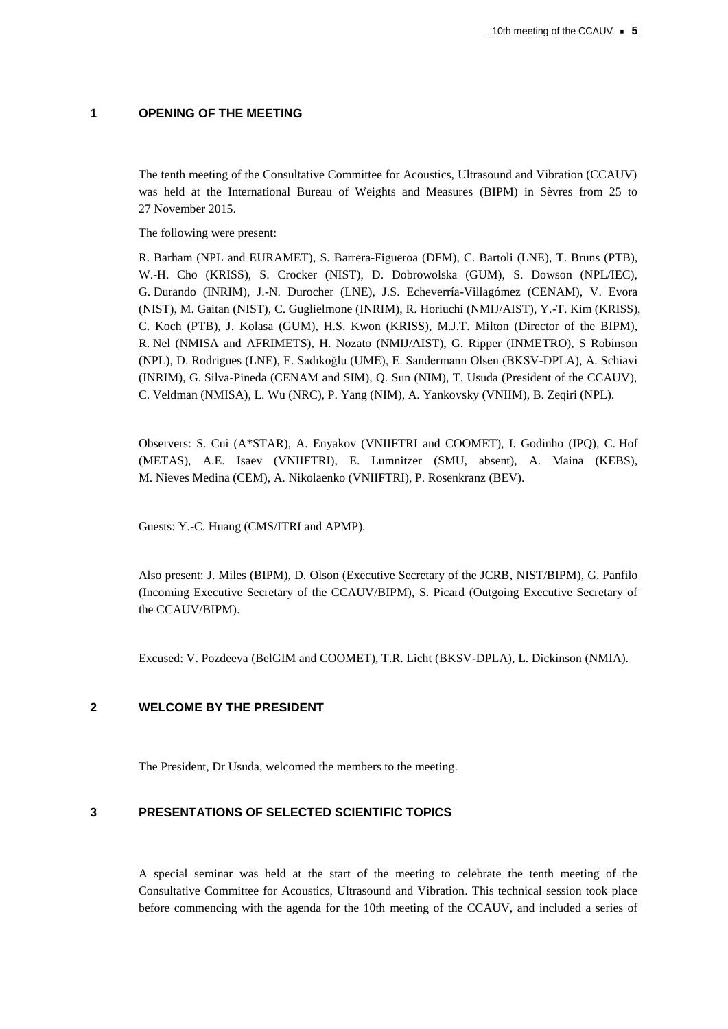## 1 OPENING OF THE MEETING

The tenth meeting of the Consultative Committee for Acoustics, Ultrasound and Vibration (CCAUV) was held at the International Bureau of Weights and Measures (BIPM) in Sèvres from 25 to 27 November 2015.

The following were present:

R. Barham (NPL and EURAMET), S. Barrera-Figueroa (DFM), C. Bartoli (LNE), T. Bruns (PTB), W.-H. Cho (KRISS), S. Crocker (NIST), D. Dobrowolska (GUM), S. Dowson (NPL/IEC), G. Durando (INRIM), J.-N. Durocher (LNE), J.S. Echeverría-Villagómez (CENAM), V. Evora (NIST), M. Gaitan (NIST), C. Guglielmone (INRIM), R. Horiuchi (NMIJ/AIST), Y.-T. Kim (KRISS), C. Koch (PTB), J. Kolasa (GUM), H.S. Kwon (KRISS), M.J.T. Milton (Director of the BIPM), R. Nel (NMISA and AFRIMETS), H. Nozato (NMIJ/AIST), G. Ripper (INMETRO), S Robinson (NPL), D. Rodrigues (LNE), E. Sadıkoğlu (UME), E. Sandermann Olsen (BKSV-DPLA), A. Schiavi (INRIM), G. Silva-Pineda (CENAM and SIM), Q. Sun (NIM), T. Usuda (President of the CCAUV), C. Veldman (NMISA), L. Wu (NRC), P. Yang (NIM), A. Yankovsky (VNIIM), B. Zeqiri (NPL).

Observers: S. Cui (A*STAR), A. Enyakov (VNIIFTRI and COOMET), I. Godinho (IPQ), C. Hof (METAS), A.E. Isaev (VNIIFTRI), E. Lumnitzer (SMU, absent), A. Maina (KEBS), M. Nieves Medina (CEM), A. Nikolaenko (VNIIFTRI), P. Rosenkranz (BEV).

Guests: Y.-C. Huang (CMS/ITRI and APMP).

Also present: J. Miles (BIPM), D. Olson (Executive Secretary of the JCRB, NIST/BIPM), G. Panfilo (Incoming Executive Secretary of the CCAUV/BIPM), S. Picard (Outgoing Executive Secretary of the CCAUV/BIPM).

Excused: V. Pozdeeva (BelGIM and COOMET), T.R. Licht (BKSV-DPLA), L. Dickinson (NMIA).

## 2 WELCOME BY THE PRESIDENT

The President, Dr Usuda, welcomed the members to the meeting.

## 3 PRESENTATIONS OF SELECTED SCIENTIFIC TOPICS

A special seminar was held at the start of the meeting to celebrate the tenth meeting of the Consultative Committee for Acoustics, Ultrasound and Vibration. This technical session took place before commencing with the agenda for the 10th meeting of the CCAUV, and included a series of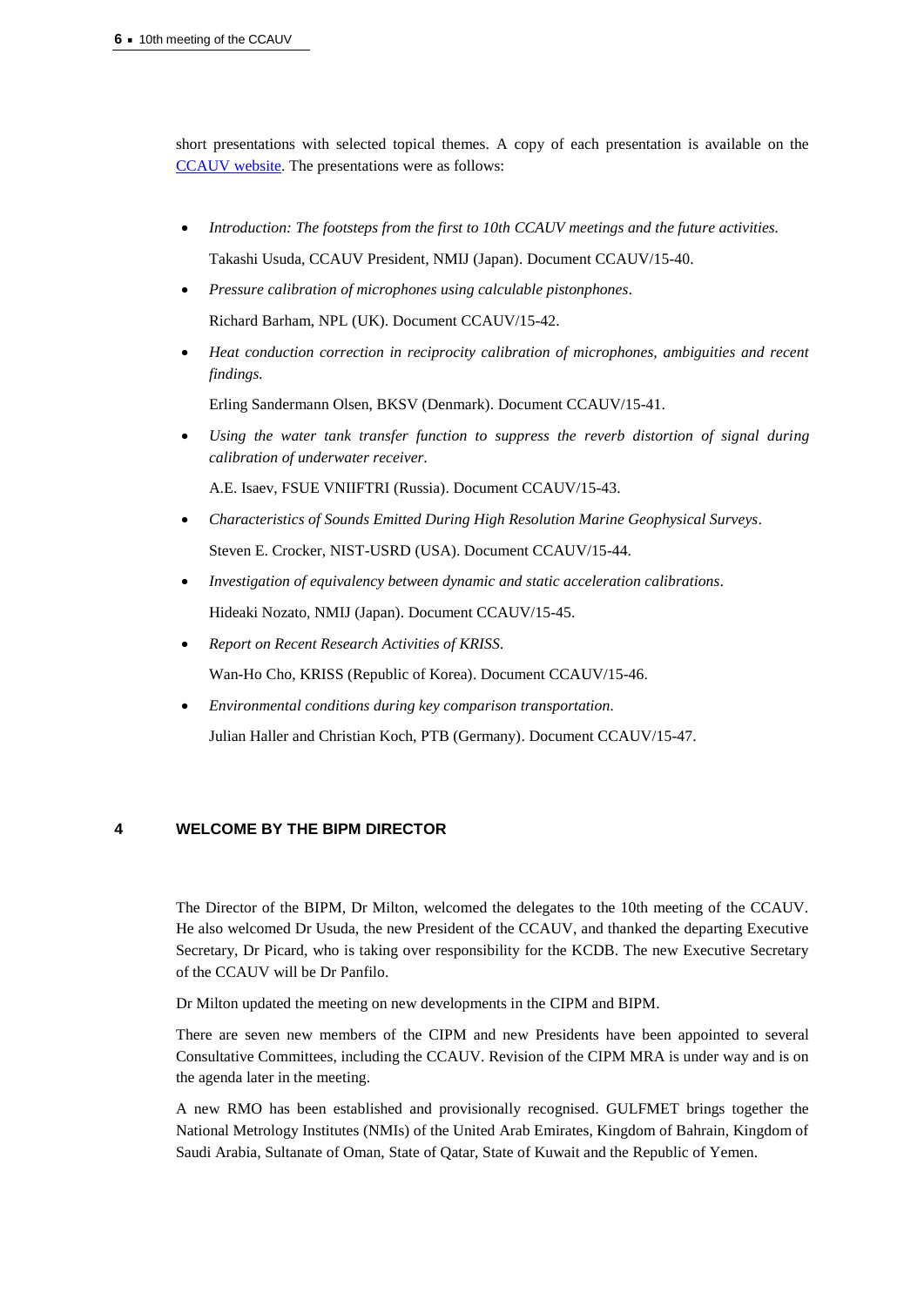short presentations with selected topical themes. A copy of each presentation is available on the [CCAUV website](). The presentations were as follows:

- *Introduction: The footsteps from the first to 10th CCAUV meetings and the future activities.*

  Takashi Usuda, CCAUV President, NMIJ (Japan). Document CCAUV/15-40.

- *Pressure calibration of microphones using calculable pistonphones*.

  Richard Barham, NPL (UK). Document CCAUV/15-42.

- *Heat conduction correction in reciprocity calibration of microphones, ambiguities and recent findings.*

  Erling Sandermann Olsen, BKSV (Denmark). Document CCAUV/15-41.

- *Using the water tank transfer function to suppress the reverb distortion of signal during calibration of underwater receiver*.

  A.E. Isaev, FSUE VNIIFTRI (Russia). Document CCAUV/15-43.

- *Characteristics of Sounds Emitted During High Resolution Marine Geophysical Surveys*.

  Steven E. Crocker, NIST-USRD (USA). Document CCAUV/15-44.

- *Investigation of equivalency between dynamic and static acceleration calibrations*.

  Hideaki Nozato, NMIJ (Japan). Document CCAUV/15-45.

- *Report on Recent Research Activities of KRISS.*

  Wan-Ho Cho, KRISS (Republic of Korea). Document CCAUV/15-46.

- *Environmental conditions during key comparison transportation*.

  Julian Haller and Christian Koch, PTB (Germany). Document CCAUV/15-47.

## 4 WELCOME BY THE BIPM DIRECTOR

The Director of the BIPM, Dr Milton, welcomed the delegates to the 10th meeting of the CCAUV. He also welcomed Dr Usuda, the new President of the CCAUV, and thanked the departing Executive Secretary, Dr Picard, who is taking over responsibility for the KCDB. The new Executive Secretary of the CCAUV will be Dr Panfilo.

Dr Milton updated the meeting on new developments in the CIPM and BIPM.

There are seven new members of the CIPM and new Presidents have been appointed to several Consultative Committees, including the CCAUV. Revision of the CIPM MRA is under way and is on the agenda later in the meeting.

A new RMO has been established and provisionally recognised. GULFMET brings together the National Metrology Institutes (NMIs) of the United Arab Emirates, Kingdom of Bahrain, Kingdom of Saudi Arabia, Sultanate of Oman, State of Qatar, State of Kuwait and the Republic of Yemen.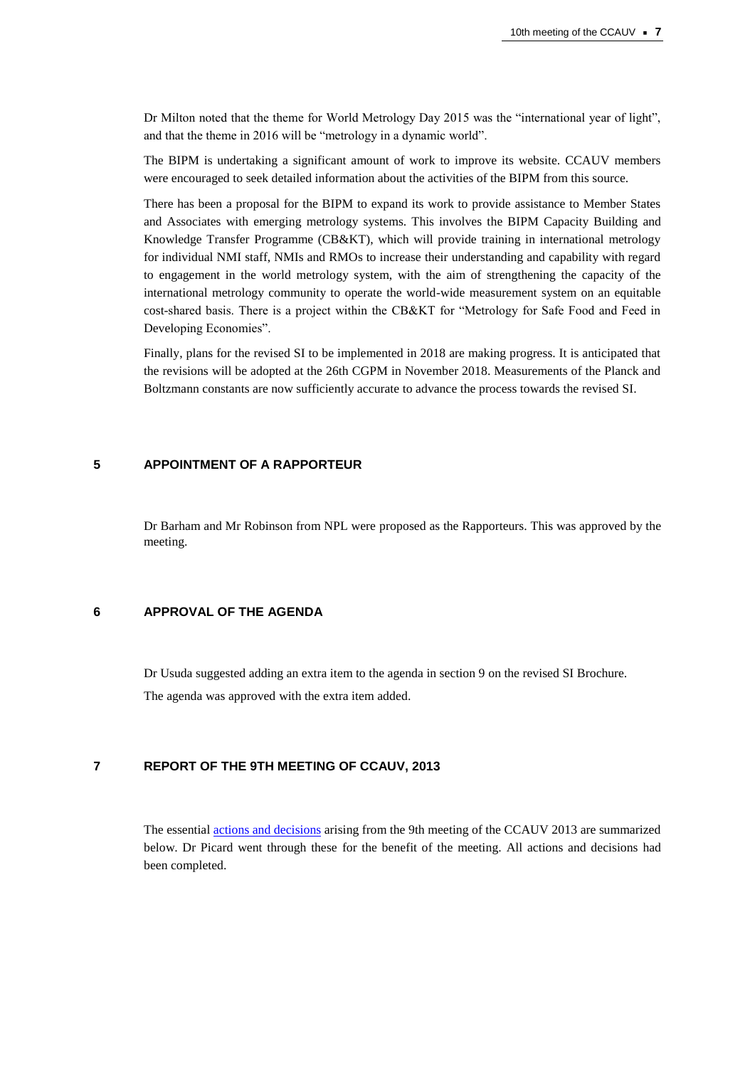Dr Milton noted that the theme for World Metrology Day 2015 was the "international year of light", and that the theme in 2016 will be "metrology in a dynamic world".

The BIPM is undertaking a significant amount of work to improve its website. CCAUV members were encouraged to seek detailed information about the activities of the BIPM from this source.

There has been a proposal for the BIPM to expand its work to provide assistance to Member States and Associates with emerging metrology systems. This involves the BIPM Capacity Building and Knowledge Transfer Programme (CB&KT), which will provide training in international metrology for individual NMI staff, NMIs and RMOs to increase their understanding and capability with regard to engagement in the world metrology system, with the aim of strengthening the capacity of the international metrology community to operate the world-wide measurement system on an equitable cost-shared basis. There is a project within the CB&KT for "Metrology for Safe Food and Feed in Developing Economies".

Finally, plans for the revised SI to be implemented in 2018 are making progress. It is anticipated that the revisions will be adopted at the 26th CGPM in November 2018. Measurements of the Planck and Boltzmann constants are now sufficiently accurate to advance the process towards the revised SI.

## 5 APPOINTMENT OF A RAPPORTEUR

Dr Barham and Mr Robinson from NPL were proposed as the Rapporteurs. This was approved by the meeting.

## 6 APPROVAL OF THE AGENDA

Dr Usuda suggested adding an extra item to the agenda in section 9 on the revised SI Brochure.

The agenda was approved with the extra item added.

## 7 REPORT OF THE 9TH MEETING OF CCAUV, 2013

The essential actions and decisions arising from the 9th meeting of the CCAUV 2013 are summarized below. Dr Picard went through these for the benefit of the meeting. All actions and decisions had been completed.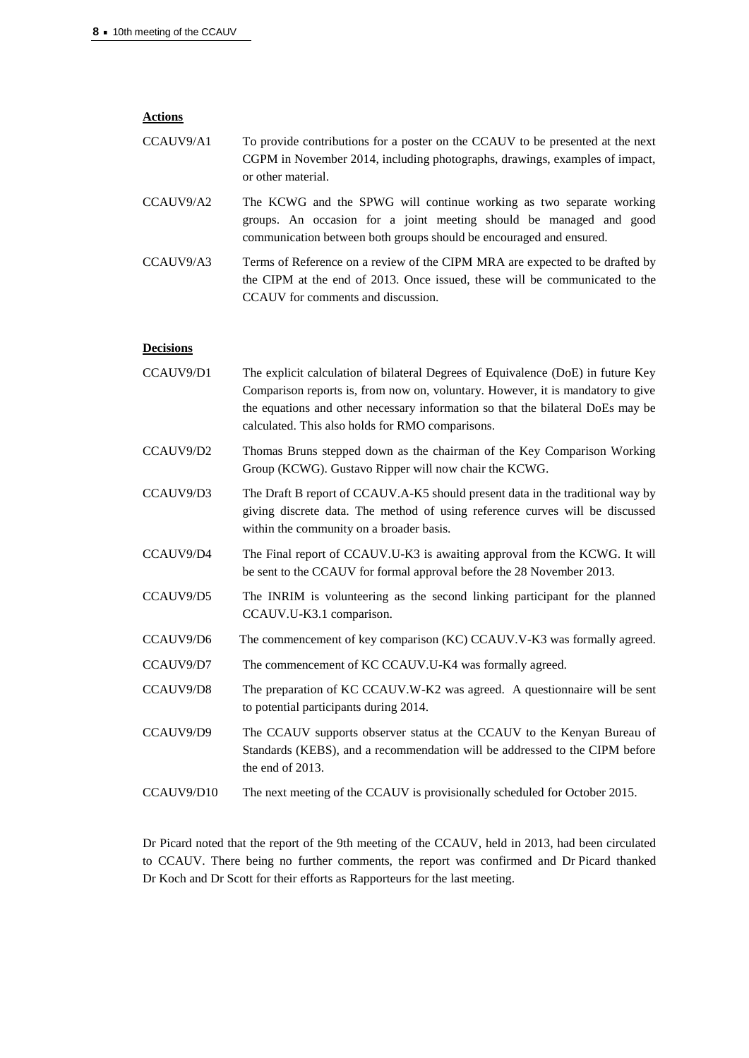**Actions**

CCAUV9/A1 To provide contributions for a poster on the CCAUV to be presented at the next CGPM in November 2014, including photographs, drawings, examples of impact, or other material.

CCAUV9/A2 The KCWG and the SPWG will continue working as two separate working groups. An occasion for a joint meeting should be managed and good communication between both groups should be encouraged and ensured.

CCAUV9/A3 Terms of Reference on a review of the CIPM MRA are expected to be drafted by the CIPM at the end of 2013. Once issued, these will be communicated to the CCAUV for comments and discussion.

**Decisions**

CCAUV9/D1 The explicit calculation of bilateral Degrees of Equivalence (DoE) in future Key Comparison reports is, from now on, voluntary. However, it is mandatory to give the equations and other necessary information so that the bilateral DoEs may be calculated. This also holds for RMO comparisons.

CCAUV9/D2 Thomas Bruns stepped down as the chairman of the Key Comparison Working Group (KCWG). Gustavo Ripper will now chair the KCWG.

CCAUV9/D3 The Draft B report of CCAUV.A-K5 should present data in the traditional way by giving discrete data. The method of using reference curves will be discussed within the community on a broader basis.

CCAUV9/D4 The Final report of CCAUV.U-K3 is awaiting approval from the KCWG. It will be sent to the CCAUV for formal approval before the 28 November 2013.

CCAUV9/D5 The INRIM is volunteering as the second linking participant for the planned CCAUV.U-K3.1 comparison.

CCAUV9/D6 The commencement of key comparison (KC) CCAUV.V-K3 was formally agreed.

CCAUV9/D7 The commencement of KC CCAUV.U-K4 was formally agreed.

CCAUV9/D8 The preparation of KC CCAUV.W-K2 was agreed. A questionnaire will be sent to potential participants during 2014.

CCAUV9/D9 The CCAUV supports observer status at the CCAUV to the Kenyan Bureau of Standards (KEBS), and a recommendation will be addressed to the CIPM before the end of 2013.

CCAUV9/D10 The next meeting of the CCAUV is provisionally scheduled for October 2015.

Dr Picard noted that the report of the 9th meeting of the CCAUV, held in 2013, had been circulated to CCAUV. There being no further comments, the report was confirmed and Dr Picard thanked Dr Koch and Dr Scott for their efforts as Rapporteurs for the last meeting.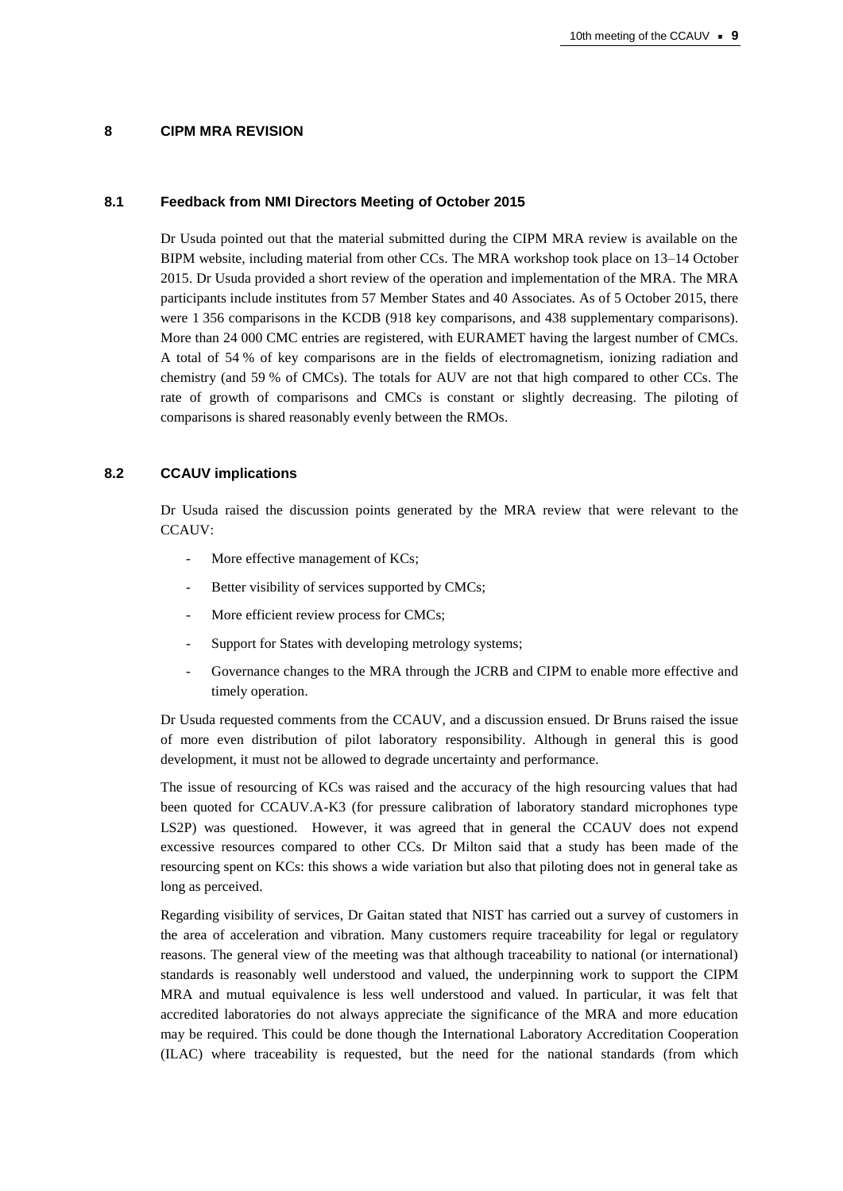## 8 CIPM MRA REVISION

### 8.1 Feedback from NMI Directors Meeting of October 2015

Dr Usuda pointed out that the material submitted during the CIPM MRA review is available on the BIPM website, including material from other CCs. The MRA workshop took place on 13–14 October 2015. Dr Usuda provided a short review of the operation and implementation of the MRA. The MRA participants include institutes from 57 Member States and 40 Associates. As of 5 October 2015, there were 1 356 comparisons in the KCDB (918 key comparisons, and 438 supplementary comparisons). More than 24 000 CMC entries are registered, with EURAMET having the largest number of CMCs. A total of 54 % of key comparisons are in the fields of electromagnetism, ionizing radiation and chemistry (and 59 % of CMCs). The totals for AUV are not that high compared to other CCs. The rate of growth of comparisons and CMCs is constant or slightly decreasing. The piloting of comparisons is shared reasonably evenly between the RMOs.

### 8.2 CCAUV implications

Dr Usuda raised the discussion points generated by the MRA review that were relevant to the CCAUV:

- More effective management of KCs;
- Better visibility of services supported by CMCs;
- More efficient review process for CMCs;
- Support for States with developing metrology systems;
- Governance changes to the MRA through the JCRB and CIPM to enable more effective and timely operation.

Dr Usuda requested comments from the CCAUV, and a discussion ensued. Dr Bruns raised the issue of more even distribution of pilot laboratory responsibility. Although in general this is good development, it must not be allowed to degrade uncertainty and performance.

The issue of resourcing of KCs was raised and the accuracy of the high resourcing values that had been quoted for CCAUV.A-K3 (for pressure calibration of laboratory standard microphones type LS2P) was questioned. However, it was agreed that in general the CCAUV does not expend excessive resources compared to other CCs. Dr Milton said that a study has been made of the resourcing spent on KCs: this shows a wide variation but also that piloting does not in general take as long as perceived.

Regarding visibility of services, Dr Gaitan stated that NIST has carried out a survey of customers in the area of acceleration and vibration. Many customers require traceability for legal or regulatory reasons. The general view of the meeting was that although traceability to national (or international) standards is reasonably well understood and valued, the underpinning work to support the CIPM MRA and mutual equivalence is less well understood and valued. In particular, it was felt that accredited laboratories do not always appreciate the significance of the MRA and more education may be required. This could be done though the International Laboratory Accreditation Cooperation (ILAC) where traceability is requested, but the need for the national standards (from which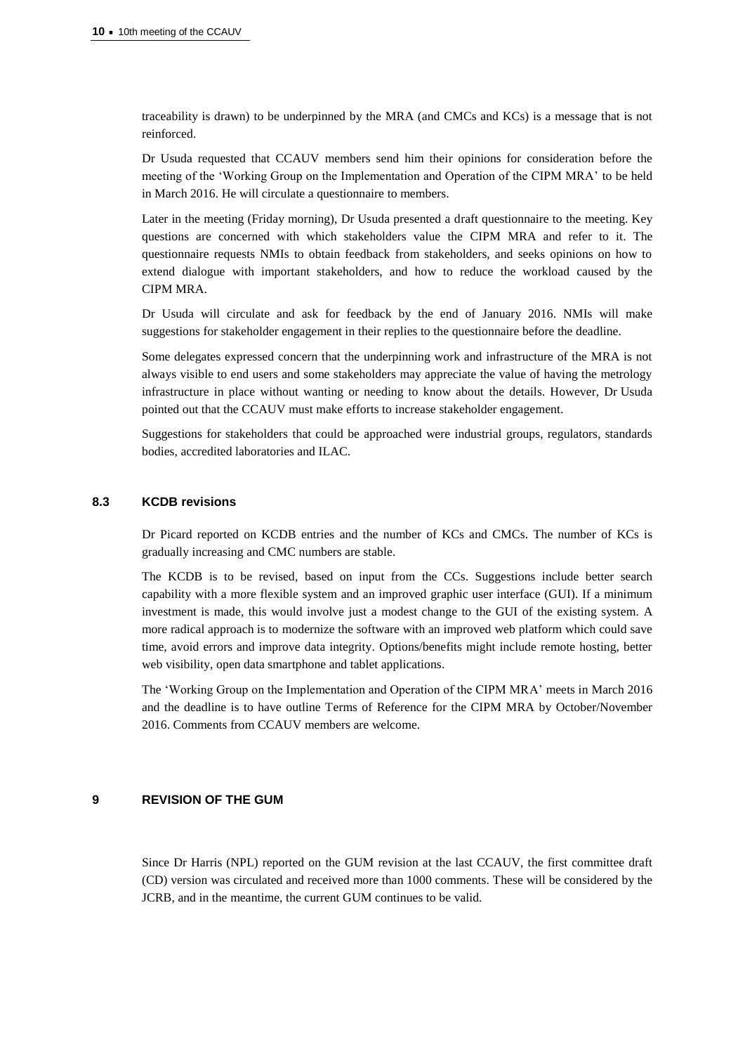traceability is drawn) to be underpinned by the MRA (and CMCs and KCs) is a message that is not reinforced.

Dr Usuda requested that CCAUV members send him their opinions for consideration before the meeting of the 'Working Group on the Implementation and Operation of the CIPM MRA' to be held in March 2016. He will circulate a questionnaire to members.

Later in the meeting (Friday morning), Dr Usuda presented a draft questionnaire to the meeting. Key questions are concerned with which stakeholders value the CIPM MRA and refer to it. The questionnaire requests NMIs to obtain feedback from stakeholders, and seeks opinions on how to extend dialogue with important stakeholders, and how to reduce the workload caused by the CIPM MRA.

Dr Usuda will circulate and ask for feedback by the end of January 2016. NMIs will make suggestions for stakeholder engagement in their replies to the questionnaire before the deadline.

Some delegates expressed concern that the underpinning work and infrastructure of the MRA is not always visible to end users and some stakeholders may appreciate the value of having the metrology infrastructure in place without wanting or needing to know about the details. However, Dr Usuda pointed out that the CCAUV must make efforts to increase stakeholder engagement.

Suggestions for stakeholders that could be approached were industrial groups, regulators, standards bodies, accredited laboratories and ILAC.

### 8.3 KCDB revisions

Dr Picard reported on KCDB entries and the number of KCs and CMCs. The number of KCs is gradually increasing and CMC numbers are stable.

The KCDB is to be revised, based on input from the CCs. Suggestions include better search capability with a more flexible system and an improved graphic user interface (GUI). If a minimum investment is made, this would involve just a modest change to the GUI of the existing system. A more radical approach is to modernize the software with an improved web platform which could save time, avoid errors and improve data integrity. Options/benefits might include remote hosting, better web visibility, open data smartphone and tablet applications.

The 'Working Group on the Implementation and Operation of the CIPM MRA' meets in March 2016 and the deadline is to have outline Terms of Reference for the CIPM MRA by October/November 2016. Comments from CCAUV members are welcome.

## 9 REVISION OF THE GUM

Since Dr Harris (NPL) reported on the GUM revision at the last CCAUV, the first committee draft (CD) version was circulated and received more than 1000 comments. These will be considered by the JCRB, and in the meantime, the current GUM continues to be valid.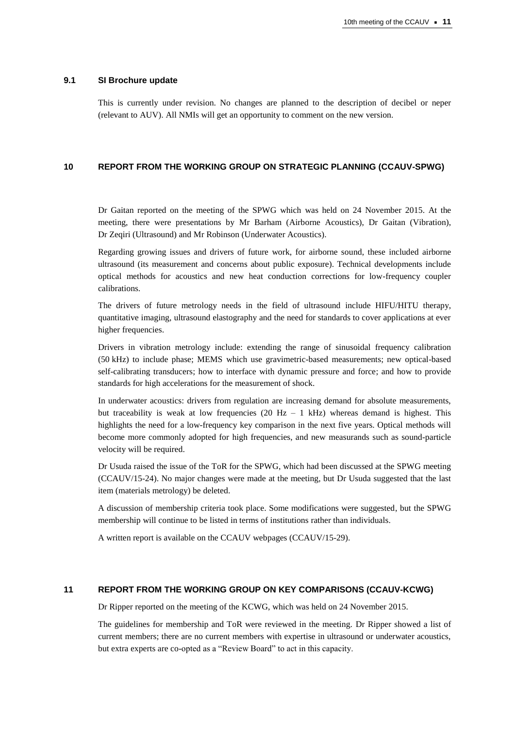### 9.1 SI Brochure update

This is currently under revision. No changes are planned to the description of decibel or neper (relevant to AUV). All NMIs will get an opportunity to comment on the new version.

## 10 REPORT FROM THE WORKING GROUP ON STRATEGIC PLANNING (CCAUV-SPWG)

Dr Gaitan reported on the meeting of the SPWG which was held on 24 November 2015. At the meeting, there were presentations by Mr Barham (Airborne Acoustics), Dr Gaitan (Vibration), Dr Zeqiri (Ultrasound) and Mr Robinson (Underwater Acoustics).

Regarding growing issues and drivers of future work, for airborne sound, these included airborne ultrasound (its measurement and concerns about public exposure). Technical developments include optical methods for acoustics and new heat conduction corrections for low-frequency coupler calibrations.

The drivers of future metrology needs in the field of ultrasound include HIFU/HITU therapy, quantitative imaging, ultrasound elastography and the need for standards to cover applications at ever higher frequencies.

Drivers in vibration metrology include: extending the range of sinusoidal frequency calibration (50 kHz) to include phase; MEMS which use gravimetric-based measurements; new optical-based self-calibrating transducers; how to interface with dynamic pressure and force; and how to provide standards for high accelerations for the measurement of shock.

In underwater acoustics: drivers from regulation are increasing demand for absolute measurements, but traceability is weak at low frequencies (20 Hz – 1 kHz) whereas demand is highest. This highlights the need for a low-frequency key comparison in the next five years. Optical methods will become more commonly adopted for high frequencies, and new measurands such as sound-particle velocity will be required.

Dr Usuda raised the issue of the ToR for the SPWG, which had been discussed at the SPWG meeting (CCAUV/15-24). No major changes were made at the meeting, but Dr Usuda suggested that the last item (materials metrology) be deleted.

A discussion of membership criteria took place. Some modifications were suggested, but the SPWG membership will continue to be listed in terms of institutions rather than individuals.

A written report is available on the CCAUV webpages (CCAUV/15-29).

## 11 REPORT FROM THE WORKING GROUP ON KEY COMPARISONS (CCAUV-KCWG)

Dr Ripper reported on the meeting of the KCWG, which was held on 24 November 2015.

The guidelines for membership and ToR were reviewed in the meeting. Dr Ripper showed a list of current members; there are no current members with expertise in ultrasound or underwater acoustics, but extra experts are co-opted as a "Review Board" to act in this capacity.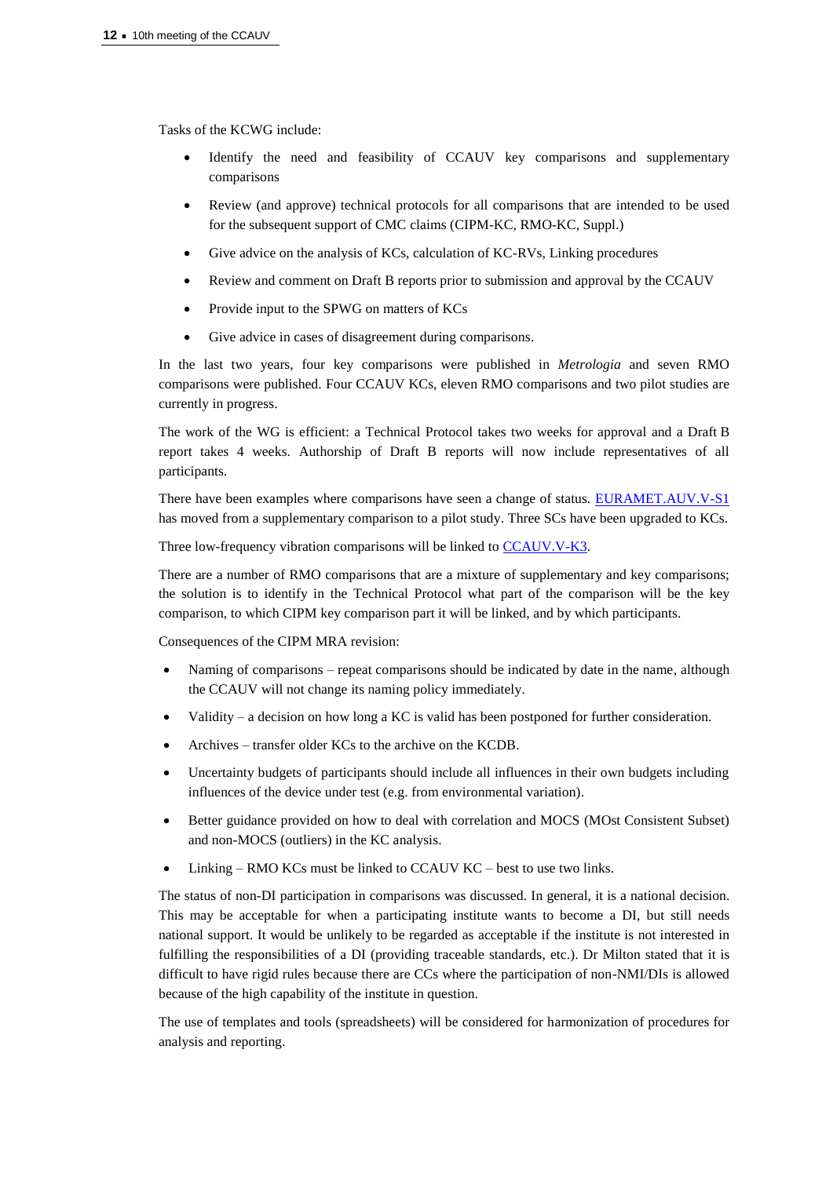Tasks of the KCWG include:

- Identify the need and feasibility of CCAUV key comparisons and supplementary comparisons
- Review (and approve) technical protocols for all comparisons that are intended to be used for the subsequent support of CMC claims (CIPM-KC, RMO-KC, Suppl.)
- Give advice on the analysis of KCs, calculation of KC-RVs, Linking procedures
- Review and comment on Draft B reports prior to submission and approval by the CCAUV
- Provide input to the SPWG on matters of KCs
- Give advice in cases of disagreement during comparisons.

In the last two years, four key comparisons were published in *Metrologia* and seven RMO comparisons were published. Four CCAUV KCs, eleven RMO comparisons and two pilot studies are currently in progress.

The work of the WG is efficient: a Technical Protocol takes two weeks for approval and a Draft B report takes 4 weeks. Authorship of Draft B reports will now include representatives of all participants.

There have been examples where comparisons have seen a change of status. [EURAMET.AUV.V-S1] has moved from a supplementary comparison to a pilot study. Three SCs have been upgraded to KCs.

Three low-frequency vibration comparisons will be linked to [CCAUV.V-K3].

There are a number of RMO comparisons that are a mixture of supplementary and key comparisons; the solution is to identify in the Technical Protocol what part of the comparison will be the key comparison, to which CIPM key comparison part it will be linked, and by which participants.

Consequences of the CIPM MRA revision:

- Naming of comparisons – repeat comparisons should be indicated by date in the name, although the CCAUV will not change its naming policy immediately.
- Validity – a decision on how long a KC is valid has been postponed for further consideration.
- Archives – transfer older KCs to the archive on the KCDB.
- Uncertainty budgets of participants should include all influences in their own budgets including influences of the device under test (e.g. from environmental variation).
- Better guidance provided on how to deal with correlation and MOCS (MOst Consistent Subset) and non-MOCS (outliers) in the KC analysis.
- Linking – RMO KCs must be linked to CCAUV KC – best to use two links.

The status of non-DI participation in comparisons was discussed. In general, it is a national decision. This may be acceptable for when a participating institute wants to become a DI, but still needs national support. It would be unlikely to be regarded as acceptable if the institute is not interested in fulfilling the responsibilities of a DI (providing traceable standards, etc.). Dr Milton stated that it is difficult to have rigid rules because there are CCs where the participation of non-NMI/DIs is allowed because of the high capability of the institute in question.

The use of templates and tools (spreadsheets) will be considered for harmonization of procedures for analysis and reporting.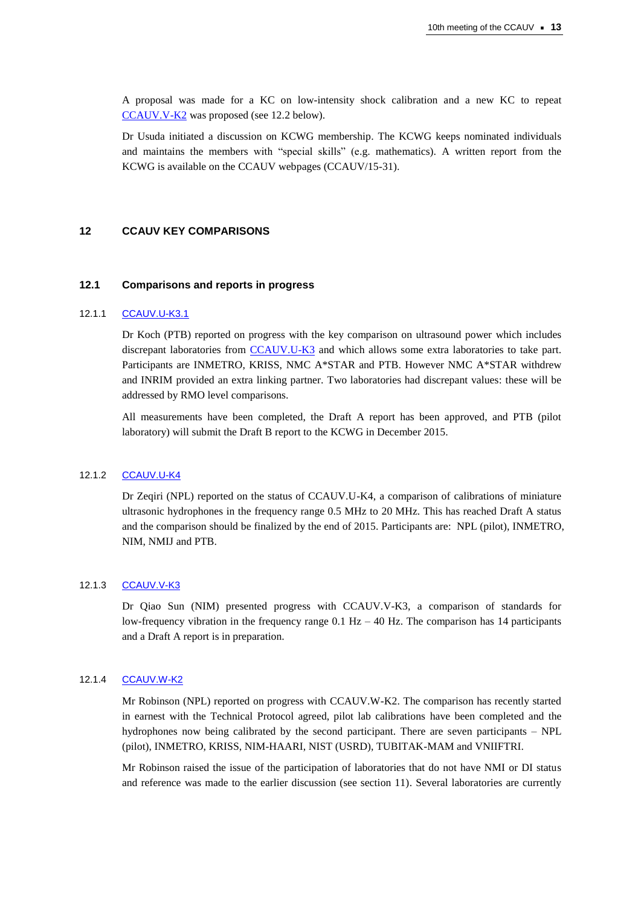A proposal was made for a KC on low-intensity shock calibration and a new KC to repeat CCAUV.V-K2 was proposed (see 12.2 below).

Dr Usuda initiated a discussion on KCWG membership. The KCWG keeps nominated individuals and maintains the members with "special skills" (e.g. mathematics). A written report from the KCWG is available on the CCAUV webpages (CCAUV/15-31).

## 12 CCAUV KEY COMPARISONS

### 12.1 Comparisons and reports in progress

#### 12.1.1 CCAUV.U-K3.1

Dr Koch (PTB) reported on progress with the key comparison on ultrasound power which includes discrepant laboratories from CCAUV.U-K3 and which allows some extra laboratories to take part. Participants are INMETRO, KRISS, NMC A*STAR and PTB. However NMC A*STAR withdrew and INRIM provided an extra linking partner. Two laboratories had discrepant values: these will be addressed by RMO level comparisons.

All measurements have been completed, the Draft A report has been approved, and PTB (pilot laboratory) will submit the Draft B report to the KCWG in December 2015.

#### 12.1.2 CCAUV.U-K4

Dr Zeqiri (NPL) reported on the status of CCAUV.U-K4, a comparison of calibrations of miniature ultrasonic hydrophones in the frequency range 0.5 MHz to 20 MHz. This has reached Draft A status and the comparison should be finalized by the end of 2015. Participants are: NPL (pilot), INMETRO, NIM, NMIJ and PTB.

#### 12.1.3 CCAUV.V-K3

Dr Qiao Sun (NIM) presented progress with CCAUV.V-K3, a comparison of standards for low-frequency vibration in the frequency range 0.1 Hz – 40 Hz. The comparison has 14 participants and a Draft A report is in preparation.

#### 12.1.4 CCAUV.W-K2

Mr Robinson (NPL) reported on progress with CCAUV.W-K2. The comparison has recently started in earnest with the Technical Protocol agreed, pilot lab calibrations have been completed and the hydrophones now being calibrated by the second participant. There are seven participants – NPL (pilot), INMETRO, KRISS, NIM-HAARI, NIST (USRD), TUBITAK-MAM and VNIIFTRI.

Mr Robinson raised the issue of the participation of laboratories that do not have NMI or DI status and reference was made to the earlier discussion (see section 11). Several laboratories are currently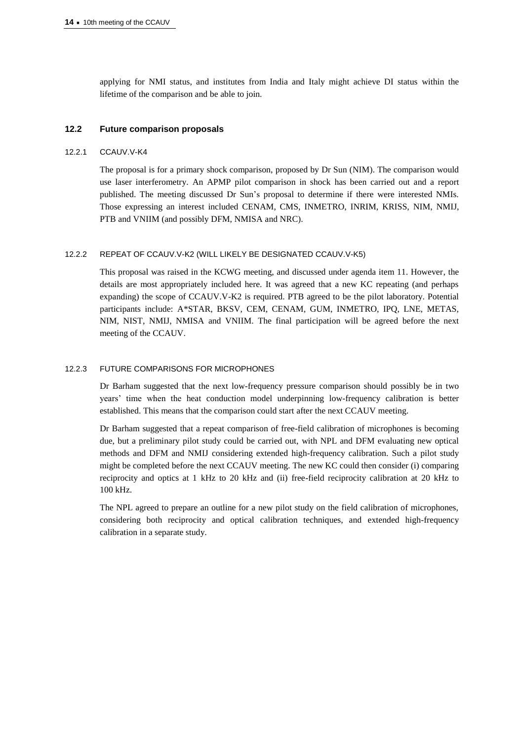applying for NMI status, and institutes from India and Italy might achieve DI status within the lifetime of the comparison and be able to join.

## 12.2 Future comparison proposals

### 12.2.1 CCAUV.V-K4

The proposal is for a primary shock comparison, proposed by Dr Sun (NIM). The comparison would use laser interferometry. An APMP pilot comparison in shock has been carried out and a report published. The meeting discussed Dr Sun's proposal to determine if there were interested NMIs. Those expressing an interest included CENAM, CMS, INMETRO, INRIM, KRISS, NIM, NMIJ, PTB and VNIIM (and possibly DFM, NMISA and NRC).

### 12.2.2 REPEAT OF CCAUV.V-K2 (WILL LIKELY BE DESIGNATED CCAUV.V-K5)

This proposal was raised in the KCWG meeting, and discussed under agenda item 11. However, the details are most appropriately included here. It was agreed that a new KC repeating (and perhaps expanding) the scope of CCAUV.V-K2 is required. PTB agreed to be the pilot laboratory. Potential participants include: A*STAR, BKSV, CEM, CENAM, GUM, INMETRO, IPQ, LNE, METAS, NIM, NIST, NMIJ, NMISA and VNIIM. The final participation will be agreed before the next meeting of the CCAUV.

### 12.2.3 FUTURE COMPARISONS FOR MICROPHONES

Dr Barham suggested that the next low-frequency pressure comparison should possibly be in two years' time when the heat conduction model underpinning low-frequency calibration is better established. This means that the comparison could start after the next CCAUV meeting.

Dr Barham suggested that a repeat comparison of free-field calibration of microphones is becoming due, but a preliminary pilot study could be carried out, with NPL and DFM evaluating new optical methods and DFM and NMIJ considering extended high-frequency calibration. Such a pilot study might be completed before the next CCAUV meeting. The new KC could then consider (i) comparing reciprocity and optics at 1 kHz to 20 kHz and (ii) free-field reciprocity calibration at 20 kHz to 100 kHz.

The NPL agreed to prepare an outline for a new pilot study on the field calibration of microphones, considering both reciprocity and optical calibration techniques, and extended high-frequency calibration in a separate study.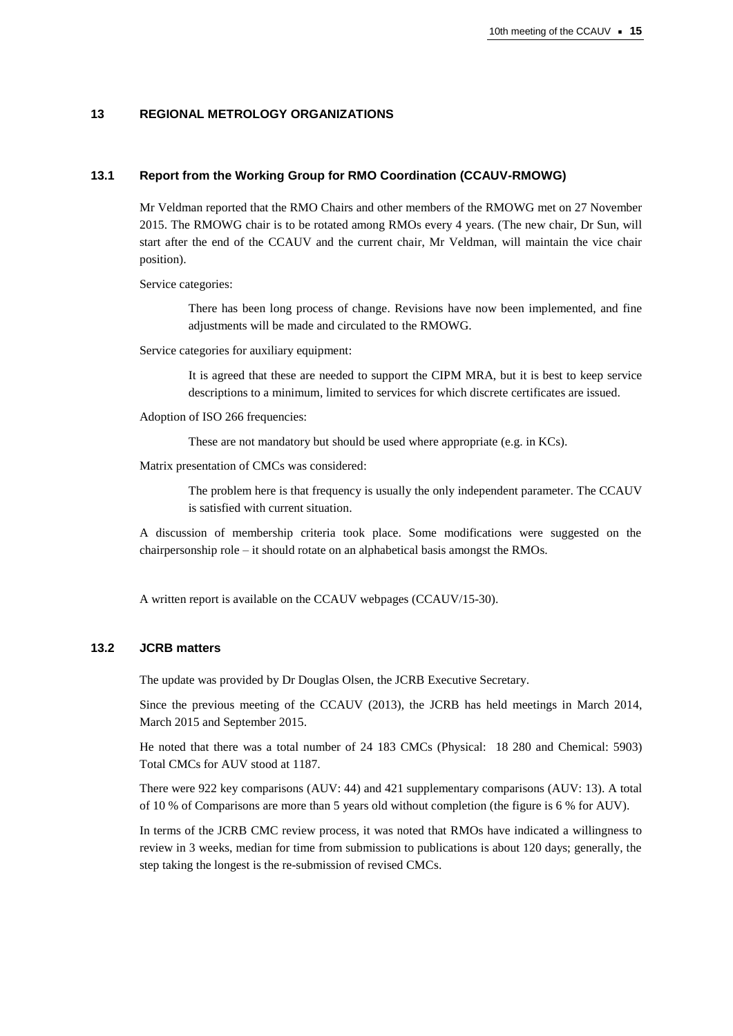## 13 REGIONAL METROLOGY ORGANIZATIONS

### 13.1 Report from the Working Group for RMO Coordination (CCAUV-RMOWG)

Mr Veldman reported that the RMO Chairs and other members of the RMOWG met on 27 November 2015. The RMOWG chair is to be rotated among RMOs every 4 years. (The new chair, Dr Sun, will start after the end of the CCAUV and the current chair, Mr Veldman, will maintain the vice chair position).

Service categories:

> There has been long process of change. Revisions have now been implemented, and fine adjustments will be made and circulated to the RMOWG.

Service categories for auxiliary equipment:

> It is agreed that these are needed to support the CIPM MRA, but it is best to keep service descriptions to a minimum, limited to services for which discrete certificates are issued.

Adoption of ISO 266 frequencies:

> These are not mandatory but should be used where appropriate (e.g. in KCs).

Matrix presentation of CMCs was considered:

> The problem here is that frequency is usually the only independent parameter. The CCAUV is satisfied with current situation.

A discussion of membership criteria took place. Some modifications were suggested on the chairpersonship role – it should rotate on an alphabetical basis amongst the RMOs.

A written report is available on the CCAUV webpages (CCAUV/15-30).

### 13.2 JCRB matters

The update was provided by Dr Douglas Olsen, the JCRB Executive Secretary.

Since the previous meeting of the CCAUV (2013), the JCRB has held meetings in March 2014, March 2015 and September 2015.

He noted that there was a total number of 24 183 CMCs (Physical: 18 280 and Chemical: 5903) Total CMCs for AUV stood at 1187.

There were 922 key comparisons (AUV: 44) and 421 supplementary comparisons (AUV: 13). A total of 10 % of Comparisons are more than 5 years old without completion (the figure is 6 % for AUV).

In terms of the JCRB CMC review process, it was noted that RMOs have indicated a willingness to review in 3 weeks, median for time from submission to publications is about 120 days; generally, the step taking the longest is the re-submission of revised CMCs.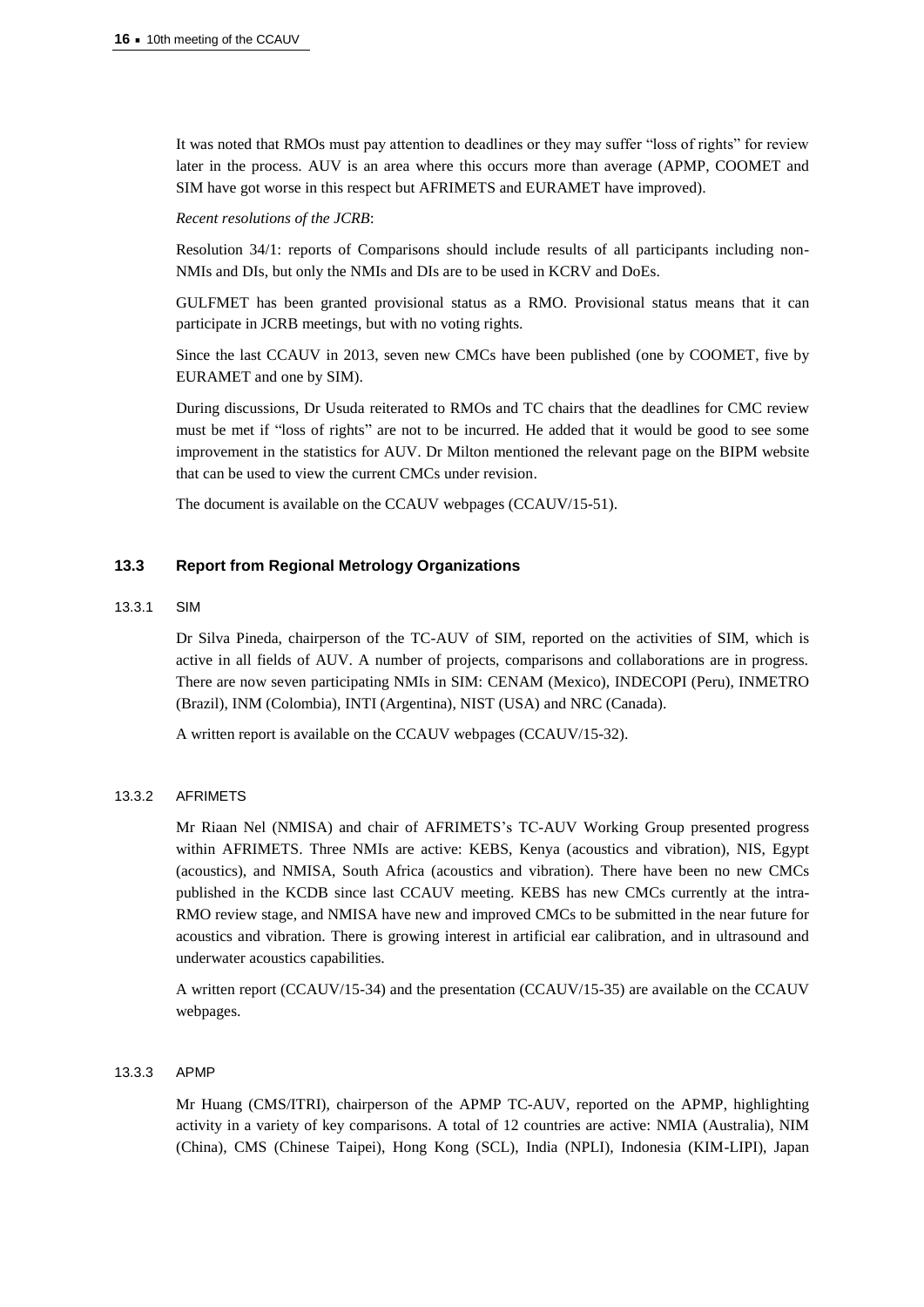It was noted that RMOs must pay attention to deadlines or they may suffer "loss of rights" for review later in the process. AUV is an area where this occurs more than average (APMP, COOMET and SIM have got worse in this respect but AFRIMETS and EURAMET have improved).

*Recent resolutions of the JCRB*:

Resolution 34/1: reports of Comparisons should include results of all participants including non-NMIs and DIs, but only the NMIs and DIs are to be used in KCRV and DoEs.

GULFMET has been granted provisional status as a RMO. Provisional status means that it can participate in JCRB meetings, but with no voting rights.

Since the last CCAUV in 2013, seven new CMCs have been published (one by COOMET, five by EURAMET and one by SIM).

During discussions, Dr Usuda reiterated to RMOs and TC chairs that the deadlines for CMC review must be met if "loss of rights" are not to be incurred. He added that it would be good to see some improvement in the statistics for AUV. Dr Milton mentioned the relevant page on the BIPM website that can be used to view the current CMCs under revision.

The document is available on the CCAUV webpages (CCAUV/15-51).

### 13.3 Report from Regional Metrology Organizations

#### 13.3.1 SIM

Dr Silva Pineda, chairperson of the TC-AUV of SIM, reported on the activities of SIM, which is active in all fields of AUV. A number of projects, comparisons and collaborations are in progress. There are now seven participating NMIs in SIM: CENAM (Mexico), INDECOPI (Peru), INMETRO (Brazil), INM (Colombia), INTI (Argentina), NIST (USA) and NRC (Canada).

A written report is available on the CCAUV webpages (CCAUV/15-32).

#### 13.3.2 AFRIMETS

Mr Riaan Nel (NMISA) and chair of AFRIMETS's TC-AUV Working Group presented progress within AFRIMETS. Three NMIs are active: KEBS, Kenya (acoustics and vibration), NIS, Egypt (acoustics), and NMISA, South Africa (acoustics and vibration). There have been no new CMCs published in the KCDB since last CCAUV meeting. KEBS has new CMCs currently at the intra-RMO review stage, and NMISA have new and improved CMCs to be submitted in the near future for acoustics and vibration. There is growing interest in artificial ear calibration, and in ultrasound and underwater acoustics capabilities.

A written report (CCAUV/15-34) and the presentation (CCAUV/15-35) are available on the CCAUV webpages.

#### 13.3.3 APMP

Mr Huang (CMS/ITRI), chairperson of the APMP TC-AUV, reported on the APMP, highlighting activity in a variety of key comparisons. A total of 12 countries are active: NMIA (Australia), NIM (China), CMS (Chinese Taipei), Hong Kong (SCL), India (NPLI), Indonesia (KIM-LIPI), Japan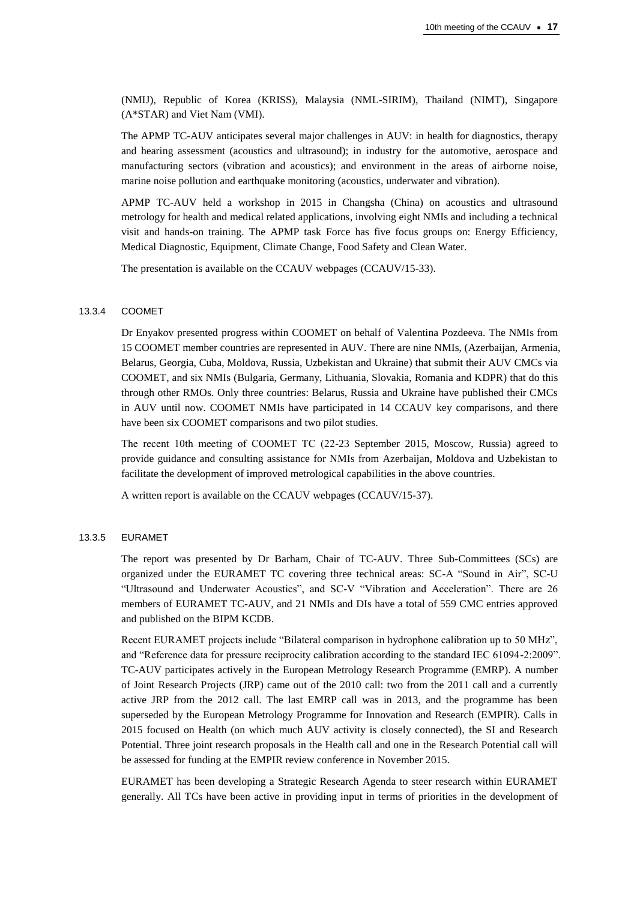(NMIJ), Republic of Korea (KRISS), Malaysia (NML-SIRIM), Thailand (NIMT), Singapore (A*STAR) and Viet Nam (VMI).

The APMP TC-AUV anticipates several major challenges in AUV: in health for diagnostics, therapy and hearing assessment (acoustics and ultrasound); in industry for the automotive, aerospace and manufacturing sectors (vibration and acoustics); and environment in the areas of airborne noise, marine noise pollution and earthquake monitoring (acoustics, underwater and vibration).

APMP TC-AUV held a workshop in 2015 in Changsha (China) on acoustics and ultrasound metrology for health and medical related applications, involving eight NMIs and including a technical visit and hands-on training. The APMP task Force has five focus groups on: Energy Efficiency, Medical Diagnostic, Equipment, Climate Change, Food Safety and Clean Water.

The presentation is available on the CCAUV webpages (CCAUV/15-33).

#### 13.3.4 COOMET

Dr Enyakov presented progress within COOMET on behalf of Valentina Pozdeeva. The NMIs from 15 COOMET member countries are represented in AUV. There are nine NMIs, (Azerbaijan, Armenia, Belarus, Georgia, Cuba, Moldova, Russia, Uzbekistan and Ukraine) that submit their AUV CMCs via COOMET, and six NMIs (Bulgaria, Germany, Lithuania, Slovakia, Romania and KDPR) that do this through other RMOs. Only three countries: Belarus, Russia and Ukraine have published their CMCs in AUV until now. COOMET NMIs have participated in 14 CCAUV key comparisons, and there have been six COOMET comparisons and two pilot studies.

The recent 10th meeting of COOMET TC (22-23 September 2015, Moscow, Russia) agreed to provide guidance and consulting assistance for NMIs from Azerbaijan, Moldova and Uzbekistan to facilitate the development of improved metrological capabilities in the above countries.

A written report is available on the CCAUV webpages (CCAUV/15-37).

#### 13.3.5 EURAMET

The report was presented by Dr Barham, Chair of TC-AUV. Three Sub-Committees (SCs) are organized under the EURAMET TC covering three technical areas: SC-A “Sound in Air”, SC-U “Ultrasound and Underwater Acoustics”, and SC-V “Vibration and Acceleration”. There are 26 members of EURAMET TC-AUV, and 21 NMIs and DIs have a total of 559 CMC entries approved and published on the BIPM KCDB.

Recent EURAMET projects include “Bilateral comparison in hydrophone calibration up to 50 MHz”, and “Reference data for pressure reciprocity calibration according to the standard IEC 61094-2:2009”. TC-AUV participates actively in the European Metrology Research Programme (EMRP). A number of Joint Research Projects (JRP) came out of the 2010 call: two from the 2011 call and a currently active JRP from the 2012 call. The last EMRP call was in 2013, and the programme has been superseded by the European Metrology Programme for Innovation and Research (EMPIR). Calls in 2015 focused on Health (on which much AUV activity is closely connected), the SI and Research Potential. Three joint research proposals in the Health call and one in the Research Potential call will be assessed for funding at the EMPIR review conference in November 2015.

EURAMET has been developing a Strategic Research Agenda to steer research within EURAMET generally. All TCs have been active in providing input in terms of priorities in the development of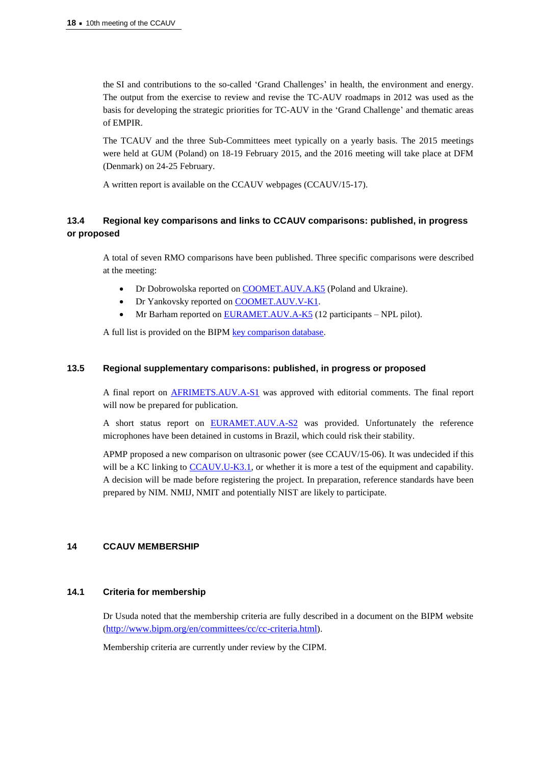the SI and contributions to the so-called 'Grand Challenges' in health, the environment and energy. The output from the exercise to review and revise the TC-AUV roadmaps in 2012 was used as the basis for developing the strategic priorities for TC-AUV in the 'Grand Challenge' and thematic areas of EMPIR.

The TCAUV and the three Sub-Committees meet typically on a yearly basis. The 2015 meetings were held at GUM (Poland) on 18-19 February 2015, and the 2016 meeting will take place at DFM (Denmark) on 24-25 February.

A written report is available on the CCAUV webpages (CCAUV/15-17).

### 13.4 Regional key comparisons and links to CCAUV comparisons: published, in progress or proposed

A total of seven RMO comparisons have been published. Three specific comparisons were described at the meeting:

- Dr Dobrowolska reported on COOMET.AUV.A.K5 (Poland and Ukraine).
- Dr Yankovsky reported on COOMET.AUV.V-K1.
- Mr Barham reported on EURAMET.AUV.A-K5 (12 participants – NPL pilot).

A full list is provided on the BIPM key comparison database.

### 13.5 Regional supplementary comparisons: published, in progress or proposed

A final report on AFRIMETS.AUV.A-S1 was approved with editorial comments. The final report will now be prepared for publication.

A short status report on EURAMET.AUV.A-S2 was provided. Unfortunately the reference microphones have been detained in customs in Brazil, which could risk their stability.

APMP proposed a new comparison on ultrasonic power (see CCAUV/15-06). It was undecided if this will be a KC linking to CCAUV.U-K3.1, or whether it is more a test of the equipment and capability. A decision will be made before registering the project. In preparation, reference standards have been prepared by NIM. NMIJ, NMIT and potentially NIST are likely to participate.

## 14 CCAUV MEMBERSHIP

### 14.1 Criteria for membership

Dr Usuda noted that the membership criteria are fully described in a document on the BIPM website (http://www.bipm.org/en/committees/cc/cc-criteria.html).

Membership criteria are currently under review by the CIPM.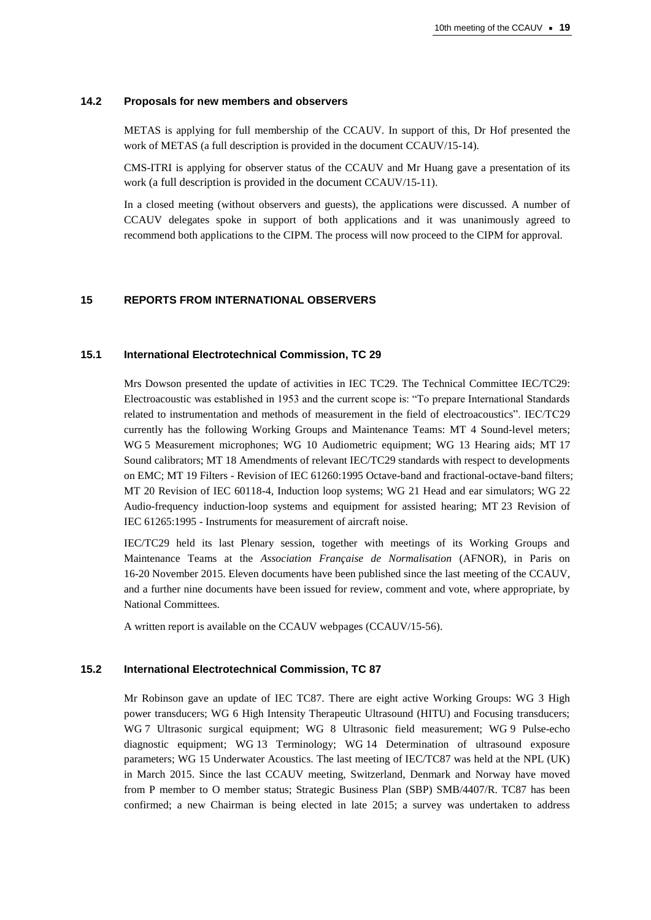### 14.2 Proposals for new members and observers

METAS is applying for full membership of the CCAUV. In support of this, Dr Hof presented the work of METAS (a full description is provided in the document CCAUV/15-14).

CMS-ITRI is applying for observer status of the CCAUV and Mr Huang gave a presentation of its work (a full description is provided in the document CCAUV/15-11).

In a closed meeting (without observers and guests), the applications were discussed. A number of CCAUV delegates spoke in support of both applications and it was unanimously agreed to recommend both applications to the CIPM. The process will now proceed to the CIPM for approval.

## 15 REPORTS FROM INTERNATIONAL OBSERVERS

### 15.1 International Electrotechnical Commission, TC 29

Mrs Dowson presented the update of activities in IEC TC29. The Technical Committee IEC/TC29: Electroacoustic was established in 1953 and the current scope is: "To prepare International Standards related to instrumentation and methods of measurement in the field of electroacoustics". IEC/TC29 currently has the following Working Groups and Maintenance Teams: MT 4 Sound-level meters; WG 5 Measurement microphones; WG 10 Audiometric equipment; WG 13 Hearing aids; MT 17 Sound calibrators; MT 18 Amendments of relevant IEC/TC29 standards with respect to developments on EMC; MT 19 Filters - Revision of IEC 61260:1995 Octave-band and fractional-octave-band filters; MT 20 Revision of IEC 60118-4, Induction loop systems; WG 21 Head and ear simulators; WG 22 Audio-frequency induction-loop systems and equipment for assisted hearing; MT 23 Revision of IEC 61265:1995 - Instruments for measurement of aircraft noise.

IEC/TC29 held its last Plenary session, together with meetings of its Working Groups and Maintenance Teams at the *Association Française de Normalisation* (AFNOR), in Paris on 16-20 November 2015. Eleven documents have been published since the last meeting of the CCAUV, and a further nine documents have been issued for review, comment and vote, where appropriate, by National Committees.

A written report is available on the CCAUV webpages (CCAUV/15-56).

### 15.2 International Electrotechnical Commission, TC 87

Mr Robinson gave an update of IEC TC87. There are eight active Working Groups: WG 3 High power transducers; WG 6 High Intensity Therapeutic Ultrasound (HITU) and Focusing transducers; WG 7 Ultrasonic surgical equipment; WG 8 Ultrasonic field measurement; WG 9 Pulse-echo diagnostic equipment; WG 13 Terminology; WG 14 Determination of ultrasound exposure parameters; WG 15 Underwater Acoustics. The last meeting of IEC/TC87 was held at the NPL (UK) in March 2015. Since the last CCAUV meeting, Switzerland, Denmark and Norway have moved from P member to O member status; Strategic Business Plan (SBP) SMB/4407/R. TC87 has been confirmed; a new Chairman is being elected in late 2015; a survey was undertaken to address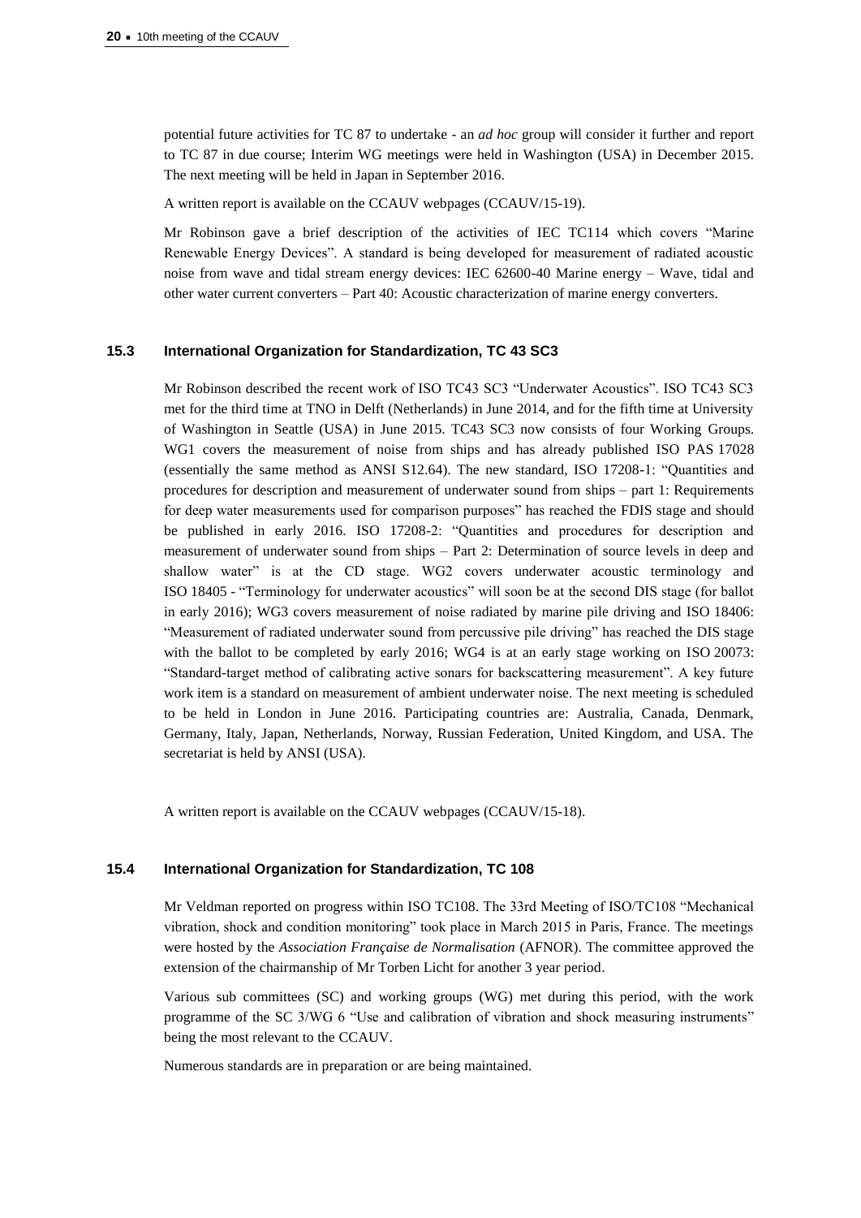potential future activities for TC 87 to undertake - an *ad hoc* group will consider it further and report to TC 87 in due course; Interim WG meetings were held in Washington (USA) in December 2015. The next meeting will be held in Japan in September 2016.

A written report is available on the CCAUV webpages (CCAUV/15-19).

Mr Robinson gave a brief description of the activities of IEC TC114 which covers "Marine Renewable Energy Devices". A standard is being developed for measurement of radiated acoustic noise from wave and tidal stream energy devices: IEC 62600-40 Marine energy – Wave, tidal and other water current converters – Part 40: Acoustic characterization of marine energy converters.

### 15.3 International Organization for Standardization, TC 43 SC3

Mr Robinson described the recent work of ISO TC43 SC3 "Underwater Acoustics". ISO TC43 SC3 met for the third time at TNO in Delft (Netherlands) in June 2014, and for the fifth time at University of Washington in Seattle (USA) in June 2015. TC43 SC3 now consists of four Working Groups. WG1 covers the measurement of noise from ships and has already published ISO PAS 17028 (essentially the same method as ANSI S12.64). The new standard, ISO 17208-1: "Quantities and procedures for description and measurement of underwater sound from ships – part 1: Requirements for deep water measurements used for comparison purposes" has reached the FDIS stage and should be published in early 2016. ISO 17208-2: "Quantities and procedures for description and measurement of underwater sound from ships – Part 2: Determination of source levels in deep and shallow water" is at the CD stage. WG2 covers underwater acoustic terminology and ISO 18405 - "Terminology for underwater acoustics" will soon be at the second DIS stage (for ballot in early 2016); WG3 covers measurement of noise radiated by marine pile driving and ISO 18406: "Measurement of radiated underwater sound from percussive pile driving" has reached the DIS stage with the ballot to be completed by early 2016; WG4 is at an early stage working on ISO 20073: "Standard-target method of calibrating active sonars for backscattering measurement". A key future work item is a standard on measurement of ambient underwater noise. The next meeting is scheduled to be held in London in June 2016. Participating countries are: Australia, Canada, Denmark, Germany, Italy, Japan, Netherlands, Norway, Russian Federation, United Kingdom, and USA. The secretariat is held by ANSI (USA).

A written report is available on the CCAUV webpages (CCAUV/15-18).

### 15.4 International Organization for Standardization, TC 108

Mr Veldman reported on progress within ISO TC108. The 33rd Meeting of ISO/TC108 "Mechanical vibration, shock and condition monitoring" took place in March 2015 in Paris, France. The meetings were hosted by the *Association Française de Normalisation* (AFNOR). The committee approved the extension of the chairmanship of Mr Torben Licht for another 3 year period.

Various sub committees (SC) and working groups (WG) met during this period, with the work programme of the SC 3/WG 6 "Use and calibration of vibration and shock measuring instruments" being the most relevant to the CCAUV.

Numerous standards are in preparation or are being maintained.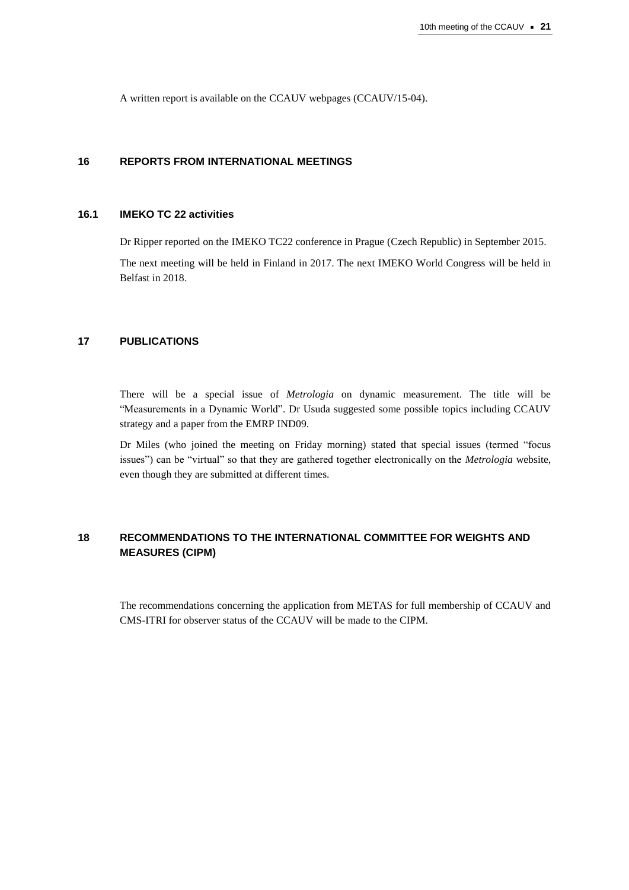A written report is available on the CCAUV webpages (CCAUV/15-04).

## 16 REPORTS FROM INTERNATIONAL MEETINGS

### 16.1 IMEKO TC 22 activities

Dr Ripper reported on the IMEKO TC22 conference in Prague (Czech Republic) in September 2015.

The next meeting will be held in Finland in 2017. The next IMEKO World Congress will be held in Belfast in 2018.

## 17 PUBLICATIONS

There will be a special issue of *Metrologia* on dynamic measurement. The title will be "Measurements in a Dynamic World". Dr Usuda suggested some possible topics including CCAUV strategy and a paper from the EMRP IND09.

Dr Miles (who joined the meeting on Friday morning) stated that special issues (termed "focus issues") can be "virtual" so that they are gathered together electronically on the *Metrologia* website, even though they are submitted at different times.

## 18 RECOMMENDATIONS TO THE INTERNATIONAL COMMITTEE FOR WEIGHTS AND MEASURES (CIPM)

The recommendations concerning the application from METAS for full membership of CCAUV and CMS-ITRI for observer status of the CCAUV will be made to the CIPM.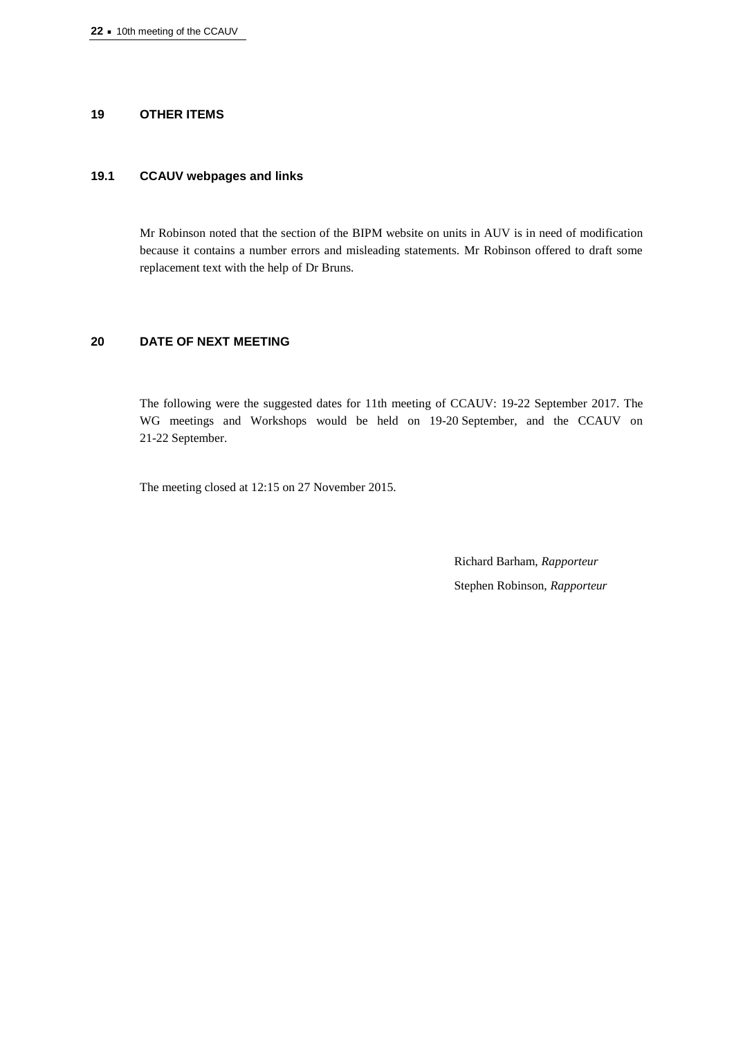## 19 OTHER ITEMS

### 19.1 CCAUV webpages and links

Mr Robinson noted that the section of the BIPM website on units in AUV is in need of modification because it contains a number errors and misleading statements. Mr Robinson offered to draft some replacement text with the help of Dr Bruns.

## 20 DATE OF NEXT MEETING

The following were the suggested dates for 11th meeting of CCAUV: 19-22 September 2017. The WG meetings and Workshops would be held on 19-20 September, and the CCAUV on 21-22 September.

The meeting closed at 12:15 on 27 November 2015.

Richard Barham, *Rapporteur*

Stephen Robinson, *Rapporteur*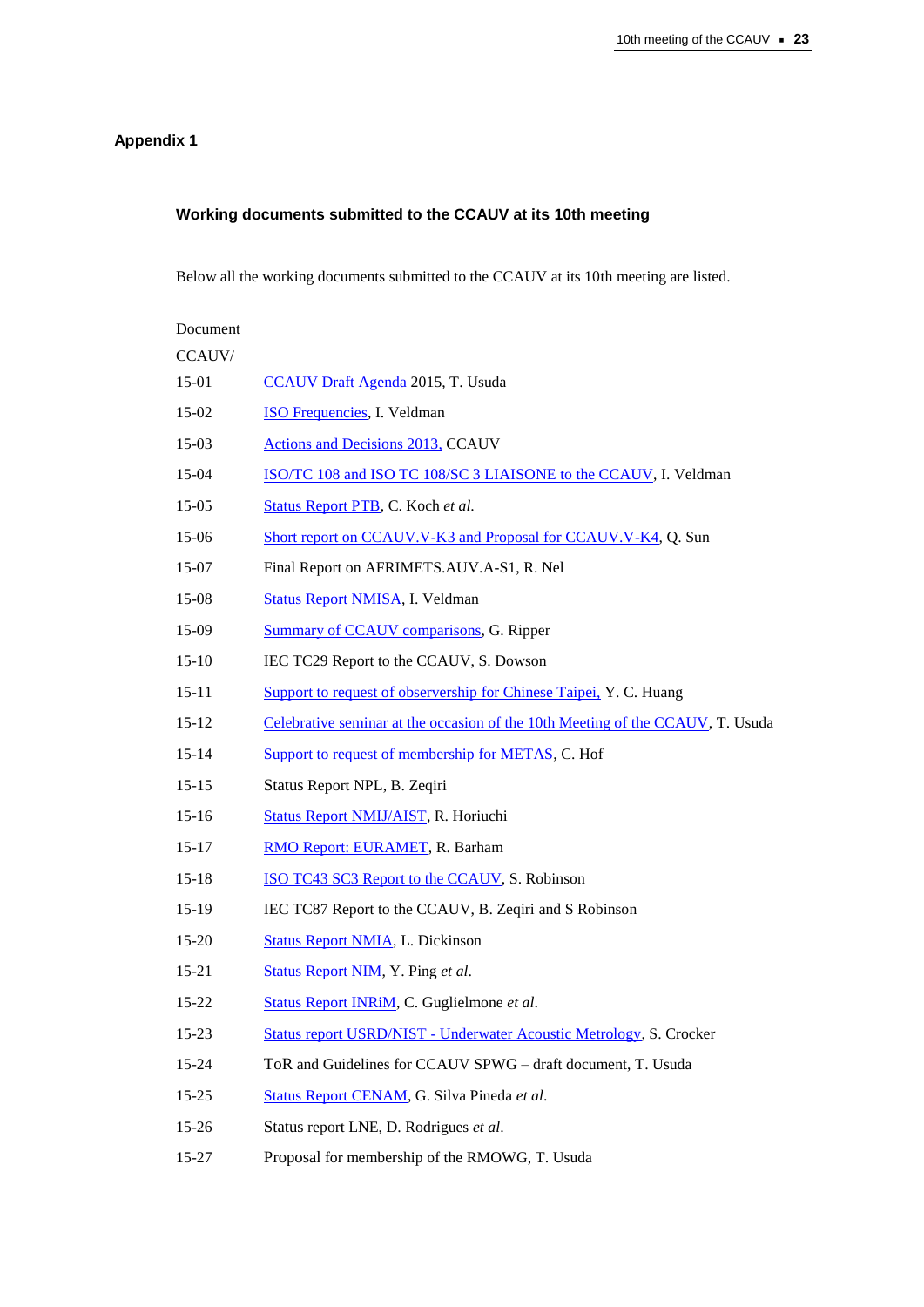# Appendix 1

## Working documents submitted to the CCAUV at its 10th meeting

Below all the working documents submitted to the CCAUV at its 10th meeting are listed.

| Document CCAUV/ | |
|---|---|
| 15-01 | CCAUV Draft Agenda 2015, T. Usuda |
| 15-02 | ISO Frequencies, I. Veldman |
| 15-03 | Actions and Decisions 2013, CCAUV |
| 15-04 | ISO/TC 108 and ISO TC 108/SC 3 LIAISONE to the CCAUV, I. Veldman |
| 15-05 | Status Report PTB, C. Koch *et al.* |
| 15-06 | Short report on CCAUV.V-K3 and Proposal for CCAUV.V-K4, Q. Sun |
| 15-07 | Final Report on AFRIMETS.AUV.A-S1, R. Nel |
| 15-08 | Status Report NMISA, I. Veldman |
| 15-09 | Summary of CCAUV comparisons, G. Ripper |
| 15-10 | IEC TC29 Report to the CCAUV, S. Dowson |
| 15-11 | Support to request of observership for Chinese Taipei, Y. C. Huang |
| 15-12 | Celebrative seminar at the occasion of the 10th Meeting of the CCAUV, T. Usuda |
| 15-14 | Support to request of membership for METAS, C. Hof |
| 15-15 | Status Report NPL, B. Zeqiri |
| 15-16 | Status Report NMIJ/AIST, R. Horiuchi |
| 15-17 | RMO Report: EURAMET, R. Barham |
| 15-18 | ISO TC43 SC3 Report to the CCAUV, S. Robinson |
| 15-19 | IEC TC87 Report to the CCAUV, B. Zeqiri and S Robinson |
| 15-20 | Status Report NMIA, L. Dickinson |
| 15-21 | Status Report NIM, Y. Ping *et al*. |
| 15-22 | Status Report INRiM, C. Guglielmone *et al*. |
| 15-23 | Status report USRD/NIST - Underwater Acoustic Metrology, S. Crocker |
| 15-24 | ToR and Guidelines for CCAUV SPWG – draft document, T. Usuda |
| 15-25 | Status Report CENAM, G. Silva Pineda *et al.* |
| 15-26 | Status report LNE, D. Rodrigues *et al.* |
| 15-27 | Proposal for membership of the RMOWG, T. Usuda |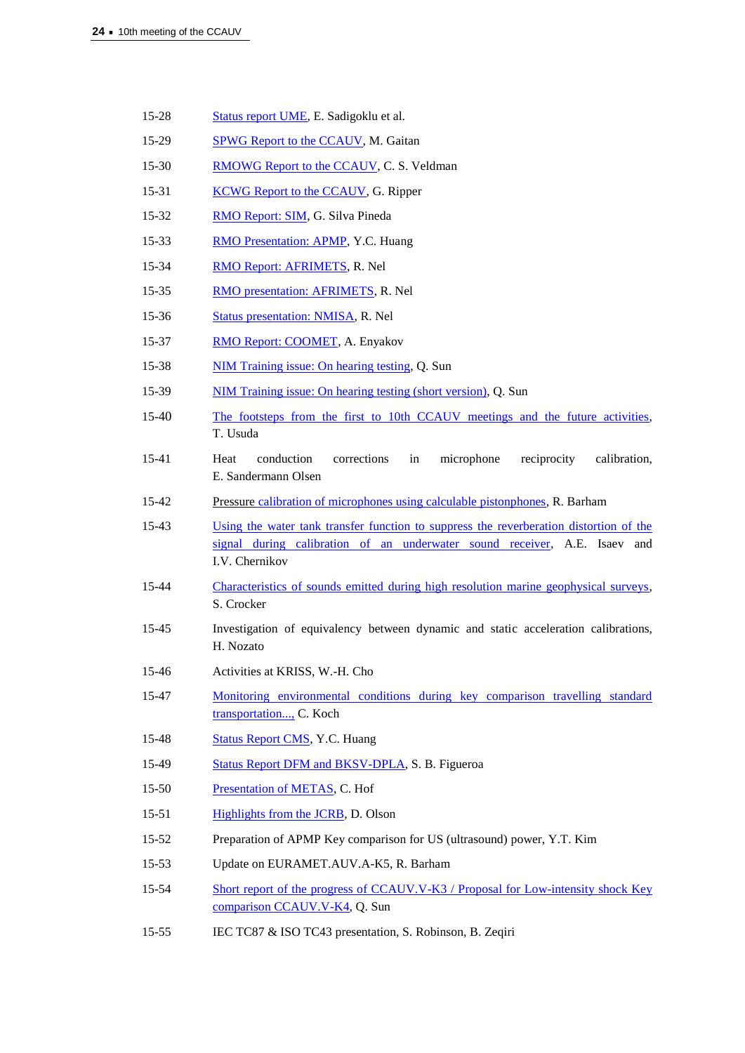| | |
|---|---|
| 15-28 | Status report UME, E. Sadigoklu et al. |
| 15-29 | SPWG Report to the CCAUV, M. Gaitan |
| 15-30 | RMOWG Report to the CCAUV, C. S. Veldman |
| 15-31 | KCWG Report to the CCAUV, G. Ripper |
| 15-32 | RMO Report: SIM, G. Silva Pineda |
| 15-33 | RMO Presentation: APMP, Y.C. Huang |
| 15-34 | RMO Report: AFRIMETS, R. Nel |
| 15-35 | RMO presentation: AFRIMETS, R. Nel |
| 15-36 | Status presentation: NMISA, R. Nel |
| 15-37 | RMO Report: COOMET, A. Enyakov |
| 15-38 | NIM Training issue: On hearing testing, Q. Sun |
| 15-39 | NIM Training issue: On hearing testing (short version), Q. Sun |
| 15-40 | The footsteps from the first to 10th CCAUV meetings and the future activities, T. Usuda |
| 15-41 | Heat conduction corrections in microphone reciprocity calibration, E. Sandermann Olsen |
| 15-42 | Pressure calibration of microphones using calculable pistonphones, R. Barham |
| 15-43 | Using the water tank transfer function to suppress the reverberation distortion of the signal during calibration of an underwater sound receiver, A.E. Isaev and I.V. Chernikov |
| 15-44 | Characteristics of sounds emitted during high resolution marine geophysical surveys, S. Crocker |
| 15-45 | Investigation of equivalency between dynamic and static acceleration calibrations, H. Nozato |
| 15-46 | Activities at KRISS, W.-H. Cho |
| 15-47 | Monitoring environmental conditions during key comparison travelling standard transportation..., C. Koch |
| 15-48 | Status Report CMS, Y.C. Huang |
| 15-49 | Status Report DFM and BKSV-DPLA, S. B. Figueroa |
| 15-50 | Presentation of METAS, C. Hof |
| 15-51 | Highlights from the JCRB, D. Olson |
| 15-52 | Preparation of APMP Key comparison for US (ultrasound) power, Y.T. Kim |
| 15-53 | Update on EURAMET.AUV.A-K5, R. Barham |
| 15-54 | Short report of the progress of CCAUV.V-K3 / Proposal for Low-intensity shock Key comparison CCAUV.V-K4, Q. Sun |
| 15-55 | IEC TC87 & ISO TC43 presentation, S. Robinson, B. Zeqiri |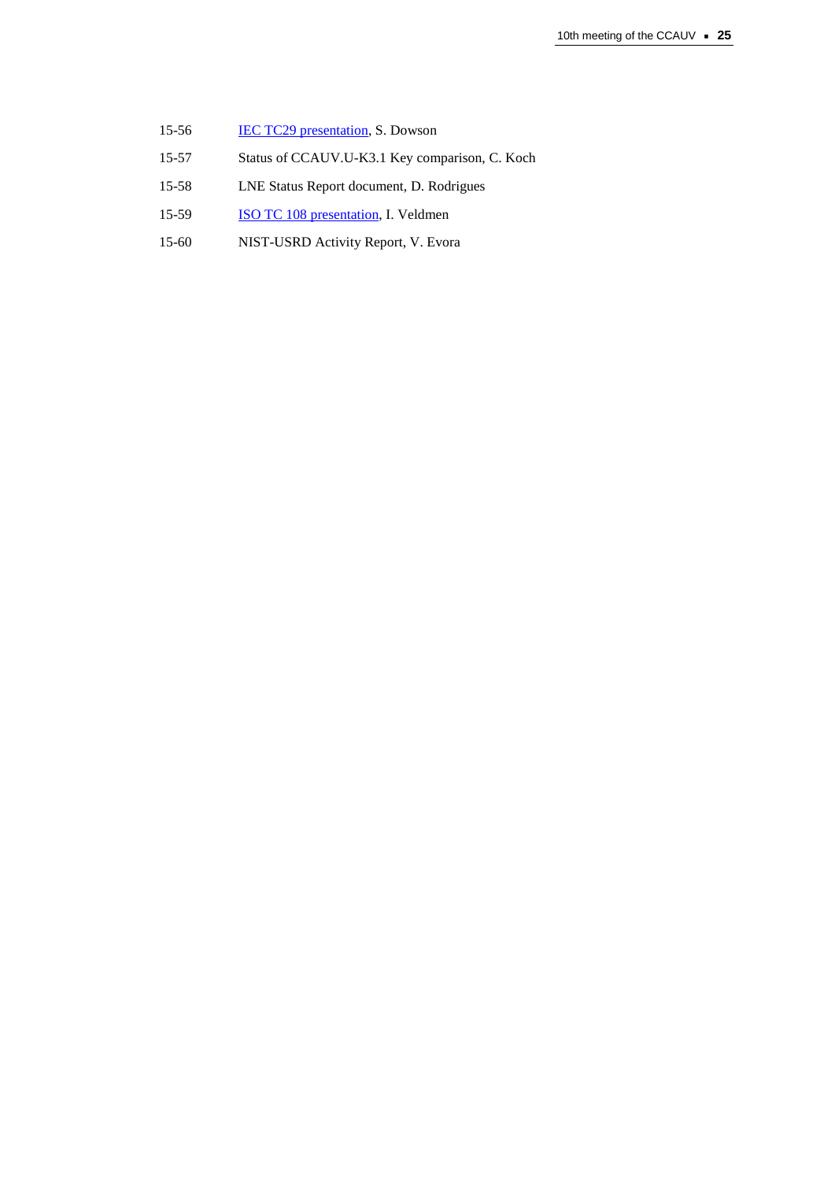15-56 IEC TC29 presentation, S. Dowson

15-57 Status of CCAUV.U-K3.1 Key comparison, C. Koch

15-58 LNE Status Report document, D. Rodrigues

15-59 ISO TC 108 presentation, I. Veldmen

15-60 NIST-USRD Activity Report, V. Evora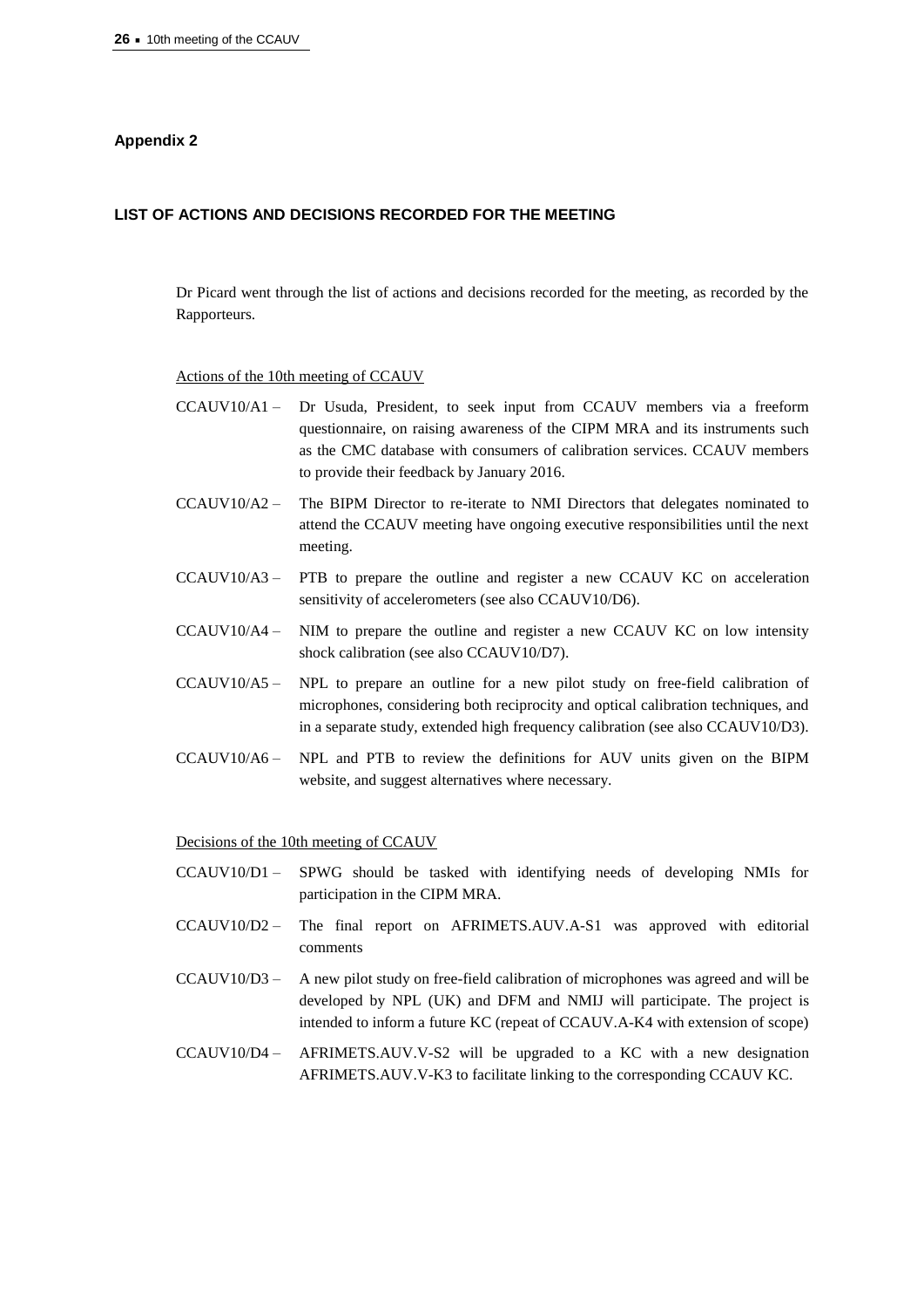## Appendix 2

### LIST OF ACTIONS AND DECISIONS RECORDED FOR THE MEETING

Dr Picard went through the list of actions and decisions recorded for the meeting, as recorded by the Rapporteurs.

Actions of the 10th meeting of CCAUV

CCAUV10/A1 – Dr Usuda, President, to seek input from CCAUV members via a freeform questionnaire, on raising awareness of the CIPM MRA and its instruments such as the CMC database with consumers of calibration services. CCAUV members to provide their feedback by January 2016.

CCAUV10/A2 – The BIPM Director to re-iterate to NMI Directors that delegates nominated to attend the CCAUV meeting have ongoing executive responsibilities until the next meeting.

CCAUV10/A3 – PTB to prepare the outline and register a new CCAUV KC on acceleration sensitivity of accelerometers (see also CCAUV10/D6).

CCAUV10/A4 – NIM to prepare the outline and register a new CCAUV KC on low intensity shock calibration (see also CCAUV10/D7).

CCAUV10/A5 – NPL to prepare an outline for a new pilot study on free-field calibration of microphones, considering both reciprocity and optical calibration techniques, and in a separate study, extended high frequency calibration (see also CCAUV10/D3).

CCAUV10/A6 – NPL and PTB to review the definitions for AUV units given on the BIPM website, and suggest alternatives where necessary.

Decisions of the 10th meeting of CCAUV

CCAUV10/D1 – SPWG should be tasked with identifying needs of developing NMIs for participation in the CIPM MRA.

CCAUV10/D2 – The final report on AFRIMETS.AUV.A-S1 was approved with editorial comments

CCAUV10/D3 – A new pilot study on free-field calibration of microphones was agreed and will be developed by NPL (UK) and DFM and NMIJ will participate. The project is intended to inform a future KC (repeat of CCAUV.A-K4 with extension of scope)

CCAUV10/D4 – AFRIMETS.AUV.V-S2 will be upgraded to a KC with a new designation AFRIMETS.AUV.V-K3 to facilitate linking to the corresponding CCAUV KC.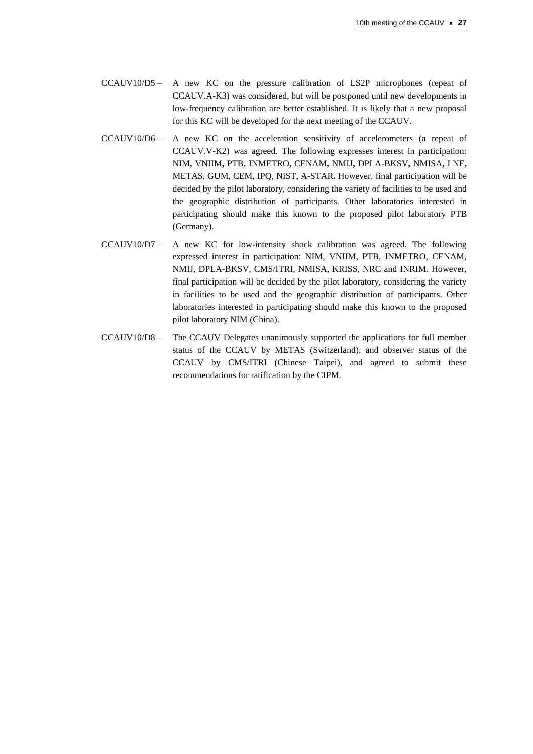CCAUV10/D5 – A new KC on the pressure calibration of LS2P microphones (repeat of CCAUV.A-K3) was considered, but will be postponed until new developments in low-frequency calibration are better established. It is likely that a new proposal for this KC will be developed for the next meeting of the CCAUV.

CCAUV10/D6 – A new KC on the acceleration sensitivity of accelerometers (a repeat of CCAUV.V-K2) was agreed. The following expresses interest in participation: NIM, VNIIM, PTB, INMETRO, CENAM, NMIJ, DPLA-BKSV, NMISA, LNE, METAS, GUM, CEM, IPQ, NIST, A-STAR. However, final participation will be decided by the pilot laboratory, considering the variety of facilities to be used and the geographic distribution of participants. Other laboratories interested in participating should make this known to the proposed pilot laboratory PTB (Germany).

CCAUV10/D7 – A new KC for low-intensity shock calibration was agreed. The following expressed interest in participation: NIM, VNIIM, PTB, INMETRO, CENAM, NMIJ, DPLA-BKSV, CMS/ITRI, NMISA, KRISS, NRC and INRIM. However, final participation will be decided by the pilot laboratory, considering the variety in facilities to be used and the geographic distribution of participants. Other laboratories interested in participating should make this known to the proposed pilot laboratory NIM (China).

CCAUV10/D8 – The CCAUV Delegates unanimously supported the applications for full member status of the CCAUV by METAS (Switzerland), and observer status of the CCAUV by CMS/ITRI (Chinese Taipei), and agreed to submit these recommendations for ratification by the CIPM.